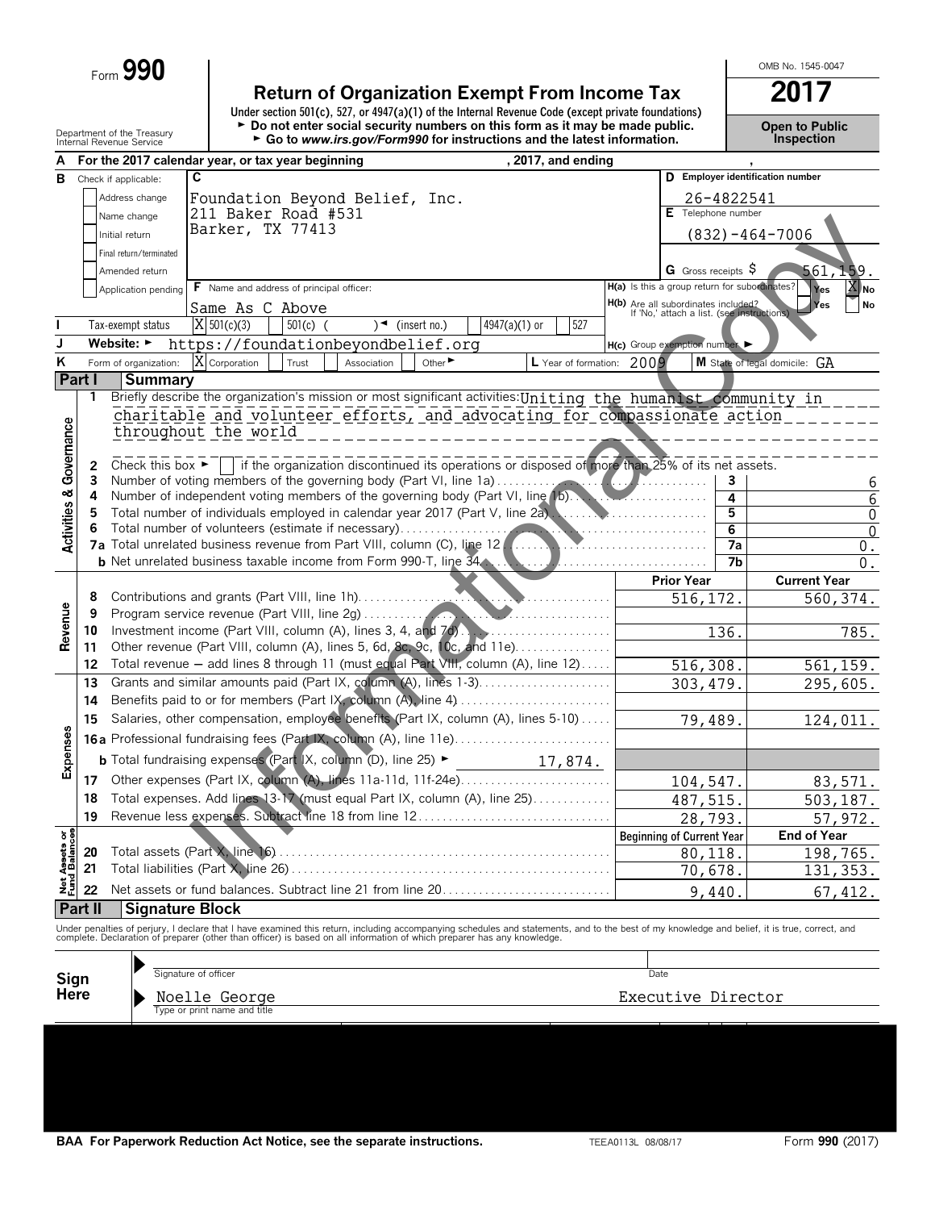Form **990**

# Return of Organization Exempt From Income Tax

**2017**

OMB No. 1545-0047

Under section 501(c), 527, or 4947(a)(1) of the Internal Revenue Code (except private foundations)

► Do not enter social security numbers on this form as it may be made public.

► Go to *www.irs.gov/Form990* for instructions and the latest information.

**Open to Public Inspection**

Department of the Treasury
Internal Revenue Service

**A** For the 2017 calendar year, or tax year beginning , 2017, and ending ,

**B** Check if applicable:
- Address change
- Name change
- Initial return
- Final return/terminated
- Amended return
- Application pending

**C** Foundation Beyond Belief, Inc.
211 Baker Road #531
Barker, TX 77413

**D** Employer identification number: 26-4822541

**E** Telephone number: (832)-464-7006

**G** Gross receipts $ 561,159.

**F** Name and address of principal officer: Same As C Above

**H(a)** Is this a group return for subordinates? Yes [ ] No [X]

**H(b)** Are all subordinates included? Yes [ ] No [ ]
If 'No,' attach a list. (see instructions)

**I** Tax-exempt status: [X] 501(c)(3) [ ] 501(c) ( ) ◄ (insert no.) [ ] 4947(a)(1) or [ ] 527

**J** Website: ► https://foundationbeyondbelief.org

**H(c)** Group exemption number ►

**K** Form of organization: [X] Corporation [ ] Trust [ ] Association [ ] Other ►

**L** Year of formation: 2009

**M** State of legal domicile: GA

## Part I Summary

### Activities & Governance

1 Briefly describe the organization's mission or most significant activities: Uniting the humanist community in charitable and volunteer efforts, and advocating for compassionate action throughout the world

2 Check this box ► [ ] if the organization discontinued its operations or disposed of more than 25% of its net assets.

| | | | |
|---|---|---|---|
| 3 | Number of voting members of the governing body (Part VI, line 1a) | 3 | 6 |
| 4 | Number of independent voting members of the governing body (Part VI, line 1b) | 4 | 6 |
| 5 | Total number of individuals employed in calendar year 2017 (Part V, line 2a) | 5 | 0 |
| 6 | Total number of volunteers (estimate if necessary) | 6 | 0 |
| 7a | Total unrelated business revenue from Part VIII, column (C), line 12 | 7a | 0. |
| b | Net unrelated business taxable income from Form 990-T, line 34 | 7b | 0. |

### Revenue / Expenses / Net Assets or Fund Balances

| | | | Prior Year | Current Year |
|---|---|---|---|---|
| Revenue | 8 | Contributions and grants (Part VIII, line 1h) | 516,172. | 560,374. |
| | 9 | Program service revenue (Part VIII, line 2g) | | |
| | 10 | Investment income (Part VIII, column (A), lines 3, 4, and 7d) | 136. | 785. |
| | 11 | Other revenue (Part VIII, column (A), lines 5, 6d, 8c, 9c, 10c, and 11e) | | |
| | 12 | Total revenue – add lines 8 through 11 (must equal Part VIII, column (A), line 12) | 516,308. | 561,159. |
| Expenses | 13 | Grants and similar amounts paid (Part IX, column (A), lines 1-3) | 303,479. | 295,605. |
| | 14 | Benefits paid to or for members (Part IX, column (A), line 4) | | |
| | 15 | Salaries, other compensation, employee benefits (Part IX, column (A), lines 5-10) | 79,489. | 124,011. |
| | 16a | Professional fundraising fees (Part IX, column (A), line 11e) | | |
| | b | Total fundraising expenses (Part IX, column (D), line 25) ► 17,874. | | |
| | 17 | Other expenses (Part IX, column (A), lines 11a-11d, 11f-24e) | 104,547. | 83,571. |
| | 18 | Total expenses. Add lines 13-17 (must equal Part IX, column (A), line 25) | 487,515. | 503,187. |
| | 19 | Revenue less expenses. Subtract line 18 from line 12 | 28,793. | 57,972. |
| | | | **Beginning of Current Year** | **End of Year** |
| Net Assets or Fund Balances | 20 | Total assets (Part X, line 16) | 80,118. | 198,765. |
| | 21 | Total liabilities (Part X, line 26) | 70,678. | 131,353. |
| | 22 | Net assets or fund balances. Subtract line 21 from line 20 | 9,440. | 67,412. |

## Part II Signature Block

Under penalties of perjury, I declare that I have examined this return, including accompanying schedules and statements, and to the best of my knowledge and belief, it is true, correct, and complete. Declaration of preparer (other than officer) is based on all information of which preparer has any knowledge.

**Sign Here**

► Signature of officer — Date

► Noelle George — Executive Director
Type or print name and title

**BAA For Paperwork Reduction Act Notice, see the separate instructions.** TEEA0113L 08/08/17 Form **990** (2017)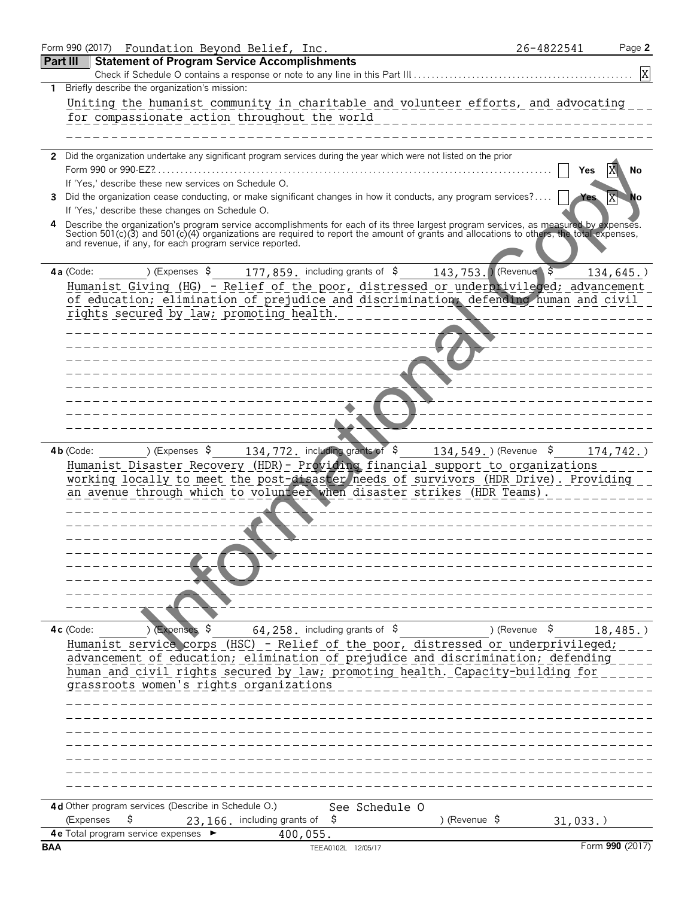Form 990 (2017) Foundation Beyond Belief, Inc. 26-4822541

## Part III Statement of Program Service Accomplishments

Check if Schedule O contains a response or note to any line in this Part III . . . . . [X]

**1** Briefly describe the organization's mission:

Uniting the humanist community in charitable and volunteer efforts, and advocating for compassionate action throughout the world

**2** Did the organization undertake any significant program services during the year which were not listed on the prior Form 990 or 990-EZ? . . . . . [ ] Yes [X] No

If 'Yes,' describe these new services on Schedule O.

**3** Did the organization cease conducting, or make significant changes in how it conducts, any program services? . . . . [ ] Yes [X] No

If 'Yes,' describe these changes on Schedule O.

**4** Describe the organization's program service accomplishments for each of its three largest program services, as measured by expenses. Section 501(c)(3) and 501(c)(4) organizations are required to report the amount of grants and allocations to others, the total expenses, and revenue, if any, for each program service reported.

**4a** (Code: ) (Expenses $ 177,859. including grants of $ 143,753.) (Revenue $ 134,645.)

Humanist Giving (HG) - Relief of the poor, distressed or underprivileged; advancement of education; elimination of prejudice and discrimination; defending human and civil rights secured by law; promoting health.

**4b** (Code: ) (Expenses $ 134,772. including grants of $ 134,549.) (Revenue $ 174,742.)

Humanist Disaster Recovery (HDR)- Providing financial support to organizations working locally to meet the post-disaster needs of survivors (HDR Drive). Providing an avenue through which to volunteer when disaster strikes (HDR Teams).

**4c** (Code: ) (Expenses $ 64,258. including grants of $ ) (Revenue $ 18,485.)

Humanist service corps (HSC) - Relief of the poor, distressed or underprivileged; advancement of education; elimination of prejudice and discrimination; defending human and civil rights secured by law; promoting health. Capacity-building for grassroots women's rights organizations

**4d** Other program services (Describe in Schedule O.) See Schedule O

(Expenses $ 23,166. including grants of $ ) (Revenue $ 31,033.)

**4e** Total program service expenses ► 400,055.

BAA TEEA0102L 12/05/17 Form 990 (2017)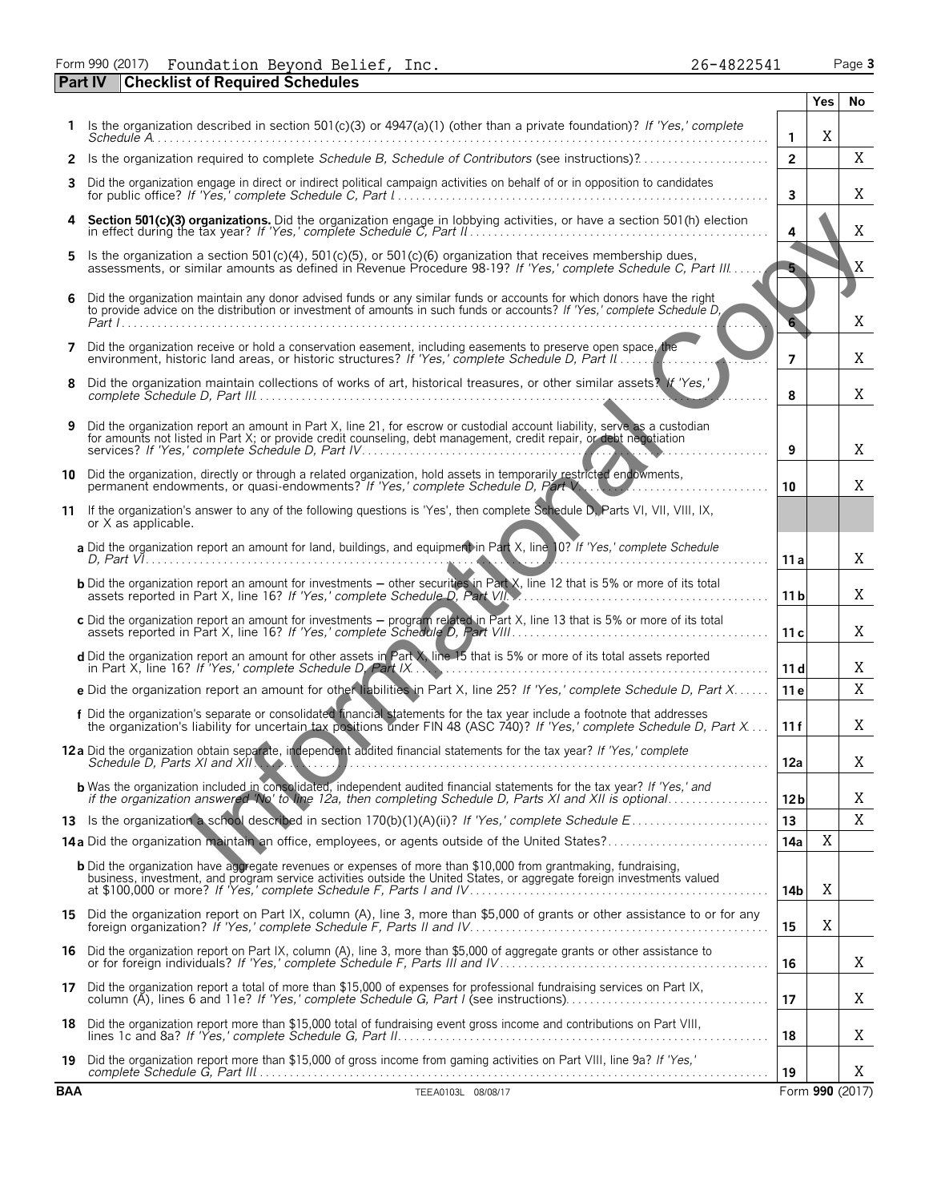Form 990 (2017) Foundation Beyond Belief, Inc. 26-4822541 Page 3

## Part IV Checklist of Required Schedules

| | | | Yes | No |
|---|---|---|---|---|
| 1 | Is the organization described in section 501(c)(3) or 4947(a)(1) (other than a private foundation)? *If 'Yes,' complete Schedule A* | 1 | X | |
| 2 | Is the organization required to complete *Schedule B, Schedule of Contributors* (see instructions)? | 2 | | X |
| 3 | Did the organization engage in direct or indirect political campaign activities on behalf of or in opposition to candidates for public office? *If 'Yes,' complete Schedule C, Part I* | 3 | | X |
| 4 | **Section 501(c)(3) organizations.** Did the organization engage in lobbying activities, or have a section 501(h) election in effect during the tax year? *If 'Yes,' complete Schedule C, Part II* | 4 | | X |
| 5 | Is the organization a section 501(c)(4), 501(c)(5), or 501(c)(6) organization that receives membership dues, assessments, or similar amounts as defined in Revenue Procedure 98-19? *If 'Yes,' complete Schedule C, Part III* | 5 | | X |
| 6 | Did the organization maintain any donor advised funds or any similar funds or accounts for which donors have the right to provide advice on the distribution or investment of amounts in such funds or accounts? *If 'Yes,' complete Schedule D, Part I* | 6 | | X |
| 7 | Did the organization receive or hold a conservation easement, including easements to preserve open space, the environment, historic land areas, or historic structures? *If 'Yes,' complete Schedule D, Part II* | 7 | | X |
| 8 | Did the organization maintain collections of works of art, historical treasures, or other similar assets? *If 'Yes,' complete Schedule D, Part III* | 8 | | X |
| 9 | Did the organization report an amount in Part X, line 21, for escrow or custodial account liability, serve as a custodian for amounts not listed in Part X; or provide credit counseling, debt management, credit repair, or debt negotiation services? *If 'Yes,' complete Schedule D, Part IV* | 9 | | X |
| 10 | Did the organization, directly or through a related organization, hold assets in temporarily restricted endowments, permanent endowments, or quasi-endowments? *If 'Yes,' complete Schedule D, Part V* | 10 | | X |
| 11 | If the organization's answer to any of the following questions is 'Yes', then complete Schedule D, Parts VI, VII, VIII, IX, or X as applicable. | | | |
| | **a** Did the organization report an amount for land, buildings, and equipment in Part X, line 10? *If 'Yes,' complete Schedule D, Part VI* | 11a | | X |
| | **b** Did the organization report an amount for investments – other securities in Part X, line 12 that is 5% or more of its total assets reported in Part X, line 16? *If 'Yes,' complete Schedule D, Part VII* | 11b | | X |
| | **c** Did the organization report an amount for investments – program related in Part X, line 13 that is 5% or more of its total assets reported in Part X, line 16? *If 'Yes,' complete Schedule D, Part VIII* | 11c | | X |
| | **d** Did the organization report an amount for other assets in Part X, line 15 that is 5% or more of its total assets reported in Part X, line 16? *If 'Yes,' complete Schedule D, Part IX* | 11d | | X |
| | **e** Did the organization report an amount for other liabilities in Part X, line 25? *If 'Yes,' complete Schedule D, Part X* | 11e | | X |
| | **f** Did the organization's separate or consolidated financial statements for the tax year include a footnote that addresses the organization's liability for uncertain tax positions under FIN 48 (ASC 740)? *If 'Yes,' complete Schedule D, Part X* | 11f | | X |
| 12a | Did the organization obtain separate, independent audited financial statements for the tax year? *If 'Yes,' complete Schedule D, Parts XI and XII* | 12a | | X |
| | **b** Was the organization included in consolidated, independent audited financial statements for the tax year? *If 'Yes,' and if the organization answered 'No' to line 12a, then completing Schedule D, Parts XI and XII is optional* | 12b | | X |
| 13 | Is the organization a school described in section 170(b)(1)(A)(ii)? *If 'Yes,' complete Schedule E* | 13 | | X |
| 14a | Did the organization maintain an office, employees, or agents outside of the United States? | 14a | X | |
| | **b** Did the organization have aggregate revenues or expenses of more than $10,000 from grantmaking, fundraising, business, investment, and program service activities outside the United States, or aggregate foreign investments valued at $100,000 or more? *If 'Yes,' complete Schedule F, Parts I and IV* | 14b | X | |
| 15 | Did the organization report on Part IX, column (A), line 3, more than $5,000 of grants or other assistance to or for any foreign organization? *If 'Yes,' complete Schedule F, Parts II and IV* | 15 | X | |
| 16 | Did the organization report on Part IX, column (A), line 3, more than $5,000 of aggregate grants or other assistance to or for foreign individuals? *If 'Yes,' complete Schedule F, Parts III and IV* | 16 | | X |
| 17 | Did the organization report a total of more than $15,000 of expenses for professional fundraising services on Part IX, column (A), lines 6 and 11e? *If 'Yes,' complete Schedule G, Part I* (see instructions) | 17 | | X |
| 18 | Did the organization report more than $15,000 total of fundraising event gross income and contributions on Part VIII, lines 1c and 8a? *If 'Yes,' complete Schedule G, Part II* | 18 | | X |
| 19 | Did the organization report more than $15,000 of gross income from gaming activities on Part VIII, line 9a? *If 'Yes,' complete Schedule G, Part III* | 19 | | X |

BAA TEEA0103L 08/08/17 Form **990** (2017)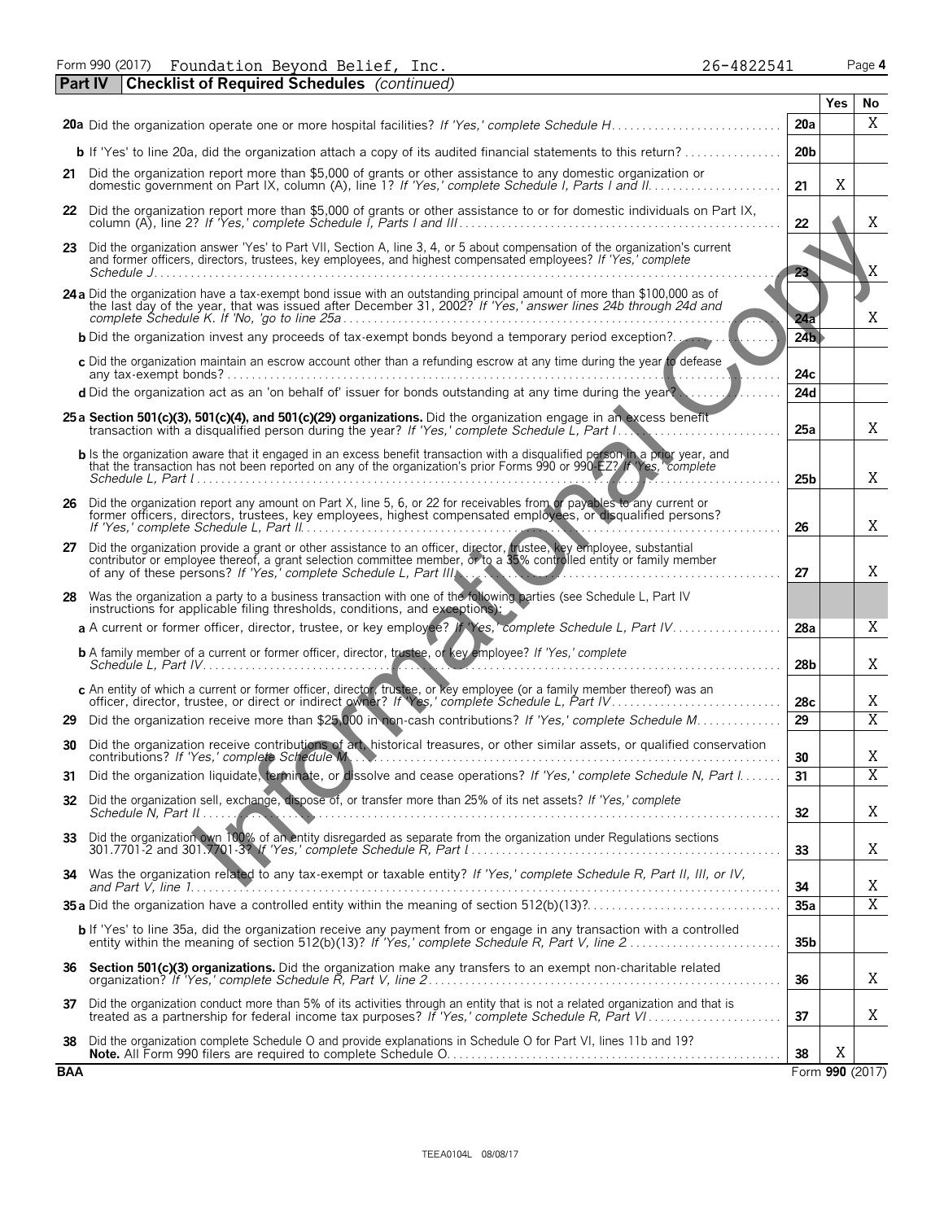Form 990 (2017) Foundation Beyond Belief, Inc. 26-4822541 Page 4

**Part IV Checklist of Required Schedules** *(continued)*

| | | | Yes | No |
|---|---|---|---|---|
| **20a** | Did the organization operate one or more hospital facilities? *If 'Yes,' complete Schedule H* | 20a | | X |
| **b** | If 'Yes' to line 20a, did the organization attach a copy of its audited financial statements to this return? | 20b | | |
| **21** | Did the organization report more than $5,000 of grants or other assistance to any domestic organization or domestic government on Part IX, column (A), line 1? *If 'Yes,' complete Schedule I, Parts I and II* | 21 | X | |
| **22** | Did the organization report more than $5,000 of grants or other assistance to or for domestic individuals on Part IX, column (A), line 2? *If 'Yes,' complete Schedule I, Parts I and III* | 22 | | X |
| **23** | Did the organization answer 'Yes' to Part VII, Section A, line 3, 4, or 5 about compensation of the organization's current and former officers, directors, trustees, key employees, and highest compensated employees? *If 'Yes,' complete Schedule J* | 23 | | X |
| **24a** | Did the organization have a tax-exempt bond issue with an outstanding principal amount of more than $100,000 as of the last day of the year, that was issued after December 31, 2002? *If 'Yes,' answer lines 24b through 24d and complete Schedule K. If 'No,' go to line 25a* | 24a | | X |
| **b** | Did the organization invest any proceeds of tax-exempt bonds beyond a temporary period exception? | 24b | | |
| **c** | Did the organization maintain an escrow account other than a refunding escrow at any time during the year to defease any tax-exempt bonds? | 24c | | |
| **d** | Did the organization act as an 'on behalf of' issuer for bonds outstanding at any time during the year? | 24d | | |
| **25a** | **Section 501(c)(3), 501(c)(4), and 501(c)(29) organizations.** Did the organization engage in an excess benefit transaction with a disqualified person during the year? *If 'Yes,' complete Schedule L, Part I* | 25a | | X |
| **b** | Is the organization aware that it engaged in an excess benefit transaction with a disqualified person in a prior year, and that the transaction has not been reported on any of the organization's prior Forms 990 or 990-EZ? *If 'Yes,' complete Schedule L, Part I* | 25b | | X |
| **26** | Did the organization report any amount on Part X, line 5, 6, or 22 for receivables from or payables to any current or former officers, directors, trustees, key employees, highest compensated employees, or disqualified persons? *If 'Yes,' complete Schedule L, Part II* | 26 | | X |
| **27** | Did the organization provide a grant or other assistance to an officer, director, trustee, key employee, substantial contributor or employee thereof, a grant selection committee member, or to a 35% controlled entity or family member of any of these persons? *If 'Yes,' complete Schedule L, Part III* | 27 | | X |
| **28** | Was the organization a party to a business transaction with one of the following parties (see Schedule L, Part IV instructions for applicable filing thresholds, conditions, and exceptions): | | | |
| **a** | A current or former officer, director, trustee, or key employee? *If 'Yes,' complete Schedule L, Part IV* | 28a | | X |
| **b** | A family member of a current or former officer, director, trustee, or key employee? *If 'Yes,' complete Schedule L, Part IV* | 28b | | X |
| **c** | An entity of which a current or former officer, director, trustee, or key employee (or a family member thereof) was an officer, director, trustee, or direct or indirect owner? *If 'Yes,' complete Schedule L, Part IV* | 28c | | X |
| **29** | Did the organization receive more than $25,000 in non-cash contributions? *If 'Yes,' complete Schedule M* | 29 | | X |
| **30** | Did the organization receive contributions of art, historical treasures, or other similar assets, or qualified conservation contributions? *If 'Yes,' complete Schedule M* | 30 | | X |
| **31** | Did the organization liquidate, terminate, or dissolve and cease operations? *If 'Yes,' complete Schedule N, Part I* | 31 | | X |
| **32** | Did the organization sell, exchange, dispose of, or transfer more than 25% of its net assets? *If 'Yes,' complete Schedule N, Part II* | 32 | | X |
| **33** | Did the organization own 100% of an entity disregarded as separate from the organization under Regulations sections 301.7701-2 and 301.7701-3? *If 'Yes,' complete Schedule R, Part I* | 33 | | X |
| **34** | Was the organization related to any tax-exempt or taxable entity? *If 'Yes,' complete Schedule R, Part II, III, or IV, and Part V, line 1* | 34 | | X |
| **35a** | Did the organization have a controlled entity within the meaning of section 512(b)(13)? | 35a | | X |
| **b** | If 'Yes' to line 35a, did the organization receive any payment from or engage in any transaction with a controlled entity within the meaning of section 512(b)(13)? *If 'Yes,' complete Schedule R, Part V, line 2* | 35b | | |
| **36** | **Section 501(c)(3) organizations.** Did the organization make any transfers to an exempt non-charitable related organization? *If 'Yes,' complete Schedule R, Part V, line 2* | 36 | | X |
| **37** | Did the organization conduct more than 5% of its activities through an entity that is not a related organization and that is treated as a partnership for federal income tax purposes? *If 'Yes,' complete Schedule R, Part VI* | 37 | | X |
| **38** | Did the organization complete Schedule O and provide explanations in Schedule O for Part VI, lines 11b and 19? **Note.** All Form 990 filers are required to complete Schedule O. | 38 | X | |

BAA Form **990** (2017)

TEEA0104L 08/08/17

Informational Copy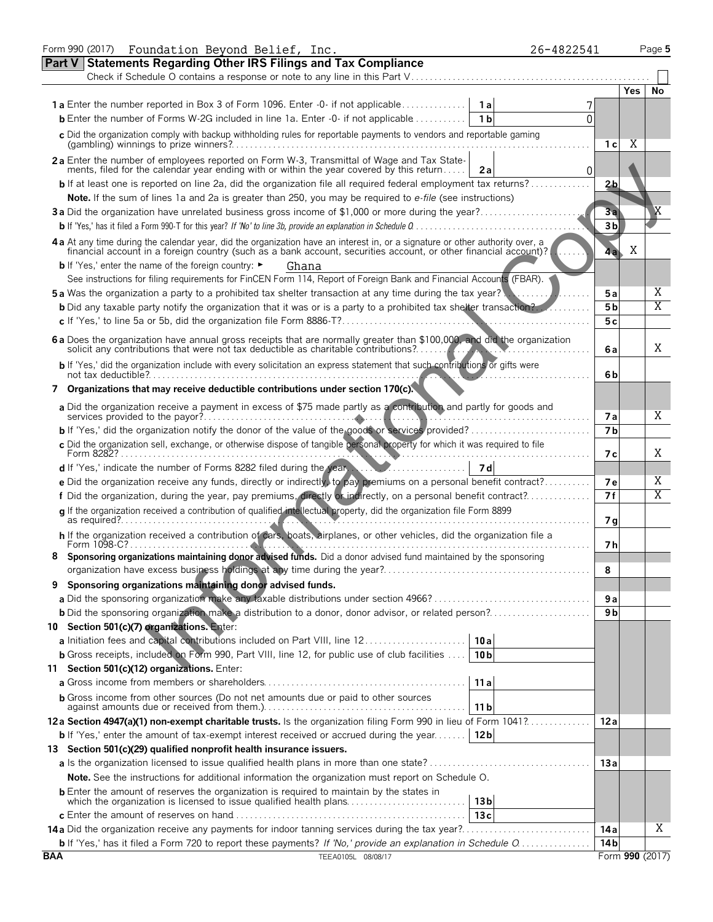Form 990 (2017) Foundation Beyond Belief, Inc. 26-4822541 Page 5

## Part V Statements Regarding Other IRS Filings and Tax Compliance

Check if Schedule O contains a response or note to any line in this Part V . . . ☐

| | | | | Yes | No |
|---|---|---|---|---|---|
| **1 a** Enter the number reported in Box 3 of Form 1096. Enter -0- if not applicable | 1 a | 7 | | | |
| **b** Enter the number of Forms W-2G included in line 1a. Enter -0- if not applicable | 1 b | 0 | | | |
| **c** Did the organization comply with backup withholding rules for reportable payments to vendors and reportable gaming (gambling) winnings to prize winners? | | | 1 c | X | |
| **2 a** Enter the number of employees reported on Form W-3, Transmittal of Wage and Tax Statements, filed for the calendar year ending with or within the year covered by this return | 2 a | 0 | | | |
| **b** If at least one is reported on line 2a, did the organization file all required federal employment tax returns? | | | 2 b | | |
| **Note.** If the sum of lines 1a and 2a is greater than 250, you may be required to *e-file* (see instructions) | | | | | |
| **3 a** Did the organization have unrelated business gross income of $1,000 or more during the year? | | | 3 a | | X |
| **b** If 'Yes,' has it filed a Form 990-T for this year? *If 'No' to line 3b, provide an explanation in Schedule O* | | | 3 b | | |
| **4 a** At any time during the calendar year, did the organization have an interest in, or a signature or other authority over, a financial account in a foreign country (such as a bank account, securities account, or other financial account)? | | | 4 a | X | |
| **b** If 'Yes,' enter the name of the foreign country: ► Ghana | | | | | |
| See instructions for filing requirements for FinCEN Form 114, Report of Foreign Bank and Financial Accounts (FBAR). | | | | | |
| **5 a** Was the organization a party to a prohibited tax shelter transaction at any time during the tax year? | | | 5 a | | X |
| **b** Did any taxable party notify the organization that it was or is a party to a prohibited tax shelter transaction? | | | 5 b | | X |
| **c** If 'Yes,' to line 5a or 5b, did the organization file Form 8886-T? | | | 5 c | | |
| **6 a** Does the organization have annual gross receipts that are normally greater than $100,000, and did the organization solicit any contributions that were not tax deductible as charitable contributions? | | | 6 a | | X |
| **b** If 'Yes,' did the organization include with every solicitation an express statement that such contributions or gifts were not tax deductible? | | | 6 b | | |
| **7 Organizations that may receive deductible contributions under section 170(c).** | | | | | |
| **a** Did the organization receive a payment in excess of $75 made partly as a contribution and partly for goods and services provided to the payor? | | | 7 a | | X |
| **b** If 'Yes,' did the organization notify the donor of the value of the goods or services provided? | | | 7 b | | |
| **c** Did the organization sell, exchange, or otherwise dispose of tangible personal property for which it was required to file Form 8282? | | | 7 c | | X |
| **d** If 'Yes,' indicate the number of Forms 8282 filed during the year | 7 d | | | | |
| **e** Did the organization receive any funds, directly or indirectly, to pay premiums on a personal benefit contract? | | | 7 e | | X |
| **f** Did the organization, during the year, pay premiums, directly or indirectly, on a personal benefit contract? | | | 7 f | | X |
| **g** If the organization received a contribution of qualified intellectual property, did the organization file Form 8899 as required? | | | 7 g | | |
| **h** If the organization received a contribution of cars, boats, airplanes, or other vehicles, did the organization file a Form 1098-C? | | | 7 h | | |
| **8 Sponsoring organizations maintaining donor advised funds.** Did a donor advised fund maintained by the sponsoring organization have excess business holdings at any time during the year? | | | 8 | | |
| **9 Sponsoring organizations maintaining donor advised funds.** | | | | | |
| **a** Did the sponsoring organization make any taxable distributions under section 4966? | | | 9 a | | |
| **b** Did the sponsoring organization make a distribution to a donor, donor advisor, or related person? | | | 9 b | | |
| **10 Section 501(c)(7) organizations.** Enter: | | | | | |
| **a** Initiation fees and capital contributions included on Part VIII, line 12 | 10 a | | | | |
| **b** Gross receipts, included on Form 990, Part VIII, line 12, for public use of club facilities | 10 b | | | | |
| **11 Section 501(c)(12) organizations.** Enter: | | | | | |
| **a** Gross income from members or shareholders | 11 a | | | | |
| **b** Gross income from other sources (Do not net amounts due or paid to other sources against amounts due or received from them.) | 11 b | | | | |
| **12 a Section 4947(a)(1) non-exempt charitable trusts.** Is the organization filing Form 990 in lieu of Form 1041? | | | 12 a | | |
| **b** If 'Yes,' enter the amount of tax-exempt interest received or accrued during the year | 12 b | | | | |
| **13 Section 501(c)(29) qualified nonprofit health insurance issuers.** | | | | | |
| **a** Is the organization licensed to issue qualified health plans in more than one state? | | | 13 a | | |
| **Note.** See the instructions for additional information the organization must report on Schedule O. | | | | | |
| **b** Enter the amount of reserves the organization is required to maintain by the states in which the organization is licensed to issue qualified health plans | 13 b | | | | |
| **c** Enter the amount of reserves on hand | 13 c | | | | |
| **14 a** Did the organization receive any payments for indoor tanning services during the tax year? | | | 14 a | | X |
| **b** If 'Yes,' has it filed a Form 720 to report these payments? *If 'No,' provide an explanation in Schedule O* | | | 14 b | | |

BAA TEEA0105L 08/08/17 Form **990** (2017)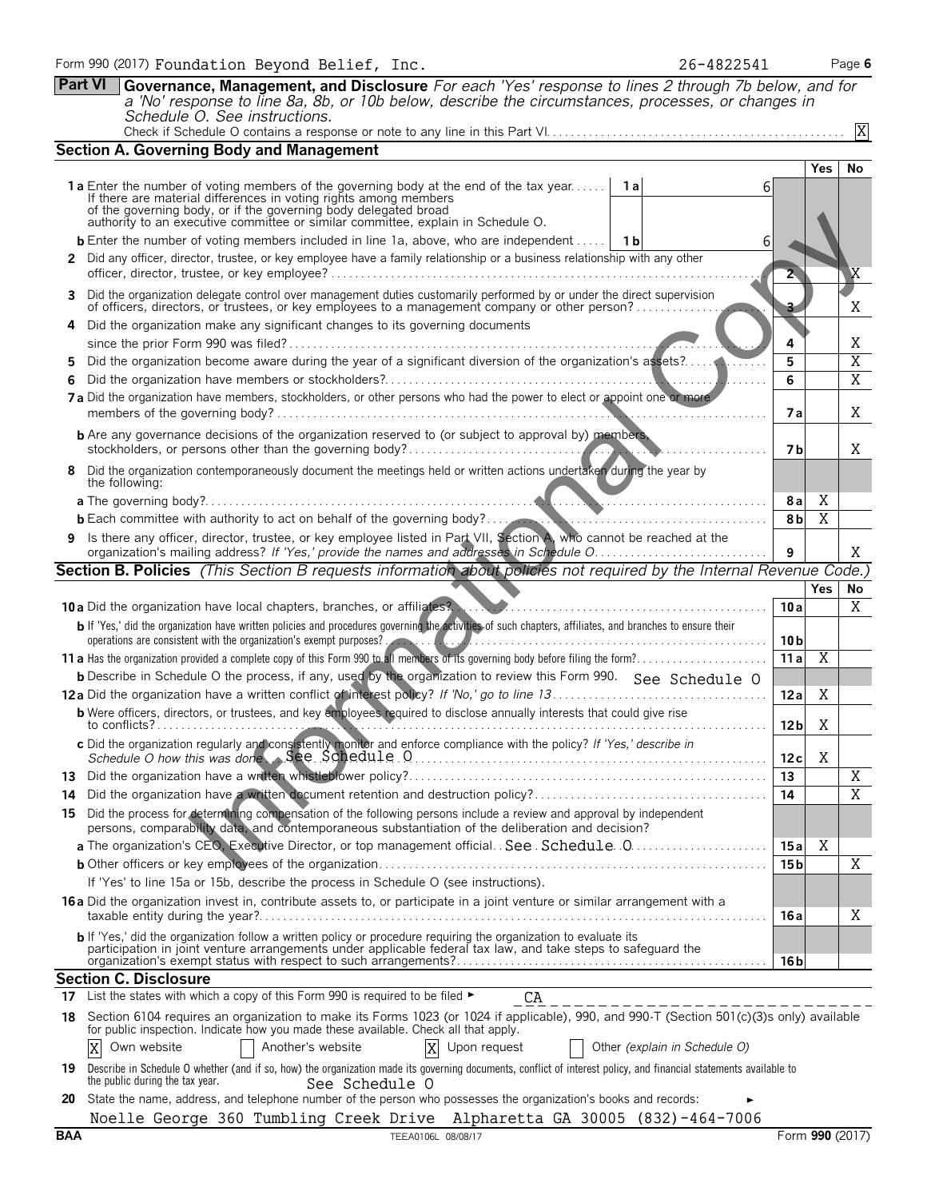Form 990 (2017) Foundation Beyond Belief, Inc. 26-4822541 Page 6

**Part VI Governance, Management, and Disclosure** *For each 'Yes' response to lines 2 through 7b below, and for a 'No' response to line 8a, 8b, or 10b below, describe the circumstances, processes, or changes in Schedule O. See instructions.*

Check if Schedule O contains a response or note to any line in this Part VI. [X]

## Section A. Governing Body and Management

| | | | Yes | No |
|---|---|---|---|---|
| **1a** Enter the number of voting members of the governing body at the end of the tax year. If there are material differences in voting rights among members of the governing body, or if the governing body delegated broad authority to an executive committee or similar committee, explain in Schedule O. | 1a 6 | | | |
| **b** Enter the number of voting members included in line 1a, above, who are independent | 1b 6 | | | |
| **2** Did any officer, director, trustee, or key employee have a family relationship or a business relationship with any other officer, director, trustee, or key employee? | | 2 | | X |
| **3** Did the organization delegate control over management duties customarily performed by or under the direct supervision of officers, directors, or trustees, or key employees to a management company or other person? | | 3 | | X |
| **4** Did the organization make any significant changes to its governing documents since the prior Form 990 was filed? | | 4 | | X |
| **5** Did the organization become aware during the year of a significant diversion of the organization's assets? | | 5 | | X |
| **6** Did the organization have members or stockholders? | | 6 | | X |
| **7a** Did the organization have members, stockholders, or other persons who had the power to elect or appoint one or more members of the governing body? | | 7a | | X |
| **b** Are any governance decisions of the organization reserved to (or subject to approval by) members, stockholders, or persons other than the governing body? | | 7b | | X |
| **8** Did the organization contemporaneously document the meetings held or written actions undertaken during the year by the following: | | | | |
| **a** The governing body? | | 8a | X | |
| **b** Each committee with authority to act on behalf of the governing body? | | 8b | X | |
| **9** Is there any officer, director, trustee, or key employee listed in Part VII, Section A, who cannot be reached at the organization's mailing address? *If 'Yes,' provide the names and addresses in Schedule O* | | 9 | | X |

## Section B. Policies *(This Section B requests information about policies not required by the Internal Revenue Code.)*

| | | Yes | No |
|---|---|---|---|
| **10a** Did the organization have local chapters, branches, or affiliates? | 10a | | X |
| **b** If 'Yes,' did the organization have written policies and procedures governing the activities of such chapters, affiliates, and branches to ensure their operations are consistent with the organization's exempt purposes? | 10b | | |
| **11a** Has the organization provided a complete copy of this Form 990 to all members of its governing body before filing the form? | 11a | X | |
| **b** Describe in Schedule O the process, if any, used by the organization to review this Form 990. See Schedule O | | | |
| **12a** Did the organization have a written conflict of interest policy? *If 'No,' go to line 13* | 12a | X | |
| **b** Were officers, directors, or trustees, and key employees required to disclose annually interests that could give rise to conflicts? | 12b | X | |
| **c** Did the organization regularly and consistently monitor and enforce compliance with the policy? *If 'Yes,' describe in Schedule O how this was done* See Schedule O | 12c | X | |
| **13** Did the organization have a written whistleblower policy? | 13 | | X |
| **14** Did the organization have a written document retention and destruction policy? | 14 | | X |
| **15** Did the process for determining compensation of the following persons include a review and approval by independent persons, comparability data, and contemporaneous substantiation of the deliberation and decision? | | | |
| **a** The organization's CEO, Executive Director, or top management official. See Schedule O | 15a | X | |
| **b** Other officers or key employees of the organization | 15b | | X |
| If 'Yes' to line 15a or 15b, describe the process in Schedule O (see instructions). | | | |
| **16a** Did the organization invest in, contribute assets to, or participate in a joint venture or similar arrangement with a taxable entity during the year? | 16a | | X |
| **b** If 'Yes,' did the organization follow a written policy or procedure requiring the organization to evaluate its participation in joint venture arrangements under applicable federal tax law, and take steps to safeguard the organization's exempt status with respect to such arrangements? | 16b | | |

## Section C. Disclosure

**17** List the states with which a copy of this Form 990 is required to be filed ► CA

**18** Section 6104 requires an organization to make its Forms 1023 (or 1024 if applicable), 990, and 990-T (Section 501(c)(3)s only) available for public inspection. Indicate how you made these available. Check all that apply.

[X] Own website [ ] Another's website [X] Upon request [ ] Other *(explain in Schedule O)*

**19** Describe in Schedule O whether (and if so, how) the organization made its governing documents, conflict of interest policy, and financial statements available to the public during the tax year. See Schedule O

**20** State the name, address, and telephone number of the person who possesses the organization's books and records: ►

Noelle George 360 Tumbling Creek Drive Alpharetta GA 30005 (832)-464-7006

BAA TEEA0106L 08/08/17 Form **990** (2017)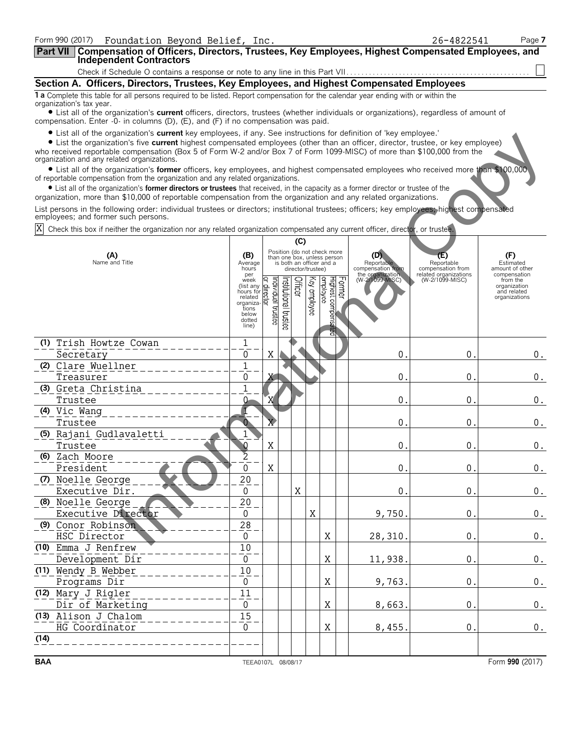Form 990 (2017) Foundation Beyond Belief, Inc. 26-4822541

## Part VII Compensation of Officers, Directors, Trustees, Key Employees, Highest Compensated Employees, and Independent Contractors

Check if Schedule O contains a response or note to any line in this Part VII. . . . . . . . . . . . . . . . . . . . . . . . . . . . . . . . . . . . . . . . . . . . . . . . ☐

### Section A. Officers, Directors, Trustees, Key Employees, and Highest Compensated Employees

**1 a** Complete this table for all persons required to be listed. Report compensation for the calendar year ending with or within the organization's tax year.

- List all of the organization's **current** officers, directors, trustees (whether individuals or organizations), regardless of amount of compensation. Enter -0- in columns (D), (E), and (F) if no compensation was paid.
- List all of the organization's **current** key employees, if any. See instructions for definition of 'key employee.'
- List the organization's five **current** highest compensated employees (other than an officer, director, trustee, or key employee) who received reportable compensation (Box 5 of Form W-2 and/or Box 7 of Form 1099-MISC) of more than $100,000 from the organization and any related organizations.
- List all of the organization's **former** officers, key employees, and highest compensated employees who received more than $100,000 of reportable compensation from the organization and any related organizations.
- List all of the organization's **former directors or trustees** that received, in the capacity as a former director or trustee of the organization, more than $10,000 of reportable compensation from the organization and any related organizations.

List persons in the following order: individual trustees or directors; institutional trustees; officers; key employees; highest compensated employees; and former such persons.

☒ Check this box if neither the organization nor any related organization compensated any current officer, director, or trustee.

| (A) Name and Title | (B) Average hours per week (list any hours for related organizations below dotted line) | (C) Position: Individual trustee or director | Institutional trustee | Officer | Key employee | Highest compensated employee | Former | (D) Reportable compensation from the organization (W-2/1099-MISC) | (E) Reportable compensation from related organizations (W-2/1099-MISC) | (F) Estimated amount of other compensation from the organization and related organizations |
|---|---|---|---|---|---|---|---|---|---|---|
| (1) Trish Howtze Cowan<br>Secretary | 1<br>0 | X | | | | | | 0. | 0. | 0. |
| (2) Clare Wuellner<br>Treasurer | 1<br>0 | X | | | | | | 0. | 0. | 0. |
| (3) Greta Christina<br>Trustee | 1<br>0 | X | | | | | | 0. | 0. | 0. |
| (4) Vic Wang<br>Trustee | 1<br>0 | X | | | | | | 0. | 0. | 0. |
| (5) Rajani Gudlavaletti<br>Trustee | 1<br>0 | X | | | | | | 0. | 0. | 0. |
| (6) Zach Moore<br>President | 2<br>0 | X | | | | | | 0. | 0. | 0. |
| (7) Noelle George<br>Executive Dir. | 20<br>0 | | | X | | | | 0. | 0. | 0. |
| (8) Noelle George<br>Executive Director | 20<br>0 | | | | X | | | 9,750. | 0. | 0. |
| (9) Conor Robinson<br>HSC Director | 28<br>0 | | | | | X | | 28,310. | 0. | 0. |
| (10) Emma J Renfrew<br>Development Dir | 10<br>0 | | | | | X | | 11,938. | 0. | 0. |
| (11) Wendy B Webber<br>Programs Dir | 10<br>0 | | | | | X | | 9,763. | 0. | 0. |
| (12) Mary J Rigler<br>Dir of Marketing | 11<br>0 | | | | | X | | 8,663. | 0. | 0. |
| (13) Alison J Chalom<br>HG Coordinator | 15<br>0 | | | | | X | | 8,455. | 0. | 0. |
| (14) | | | | | | | | | | |

BAA TEEA0107L 08/08/17 Form **990** (2017)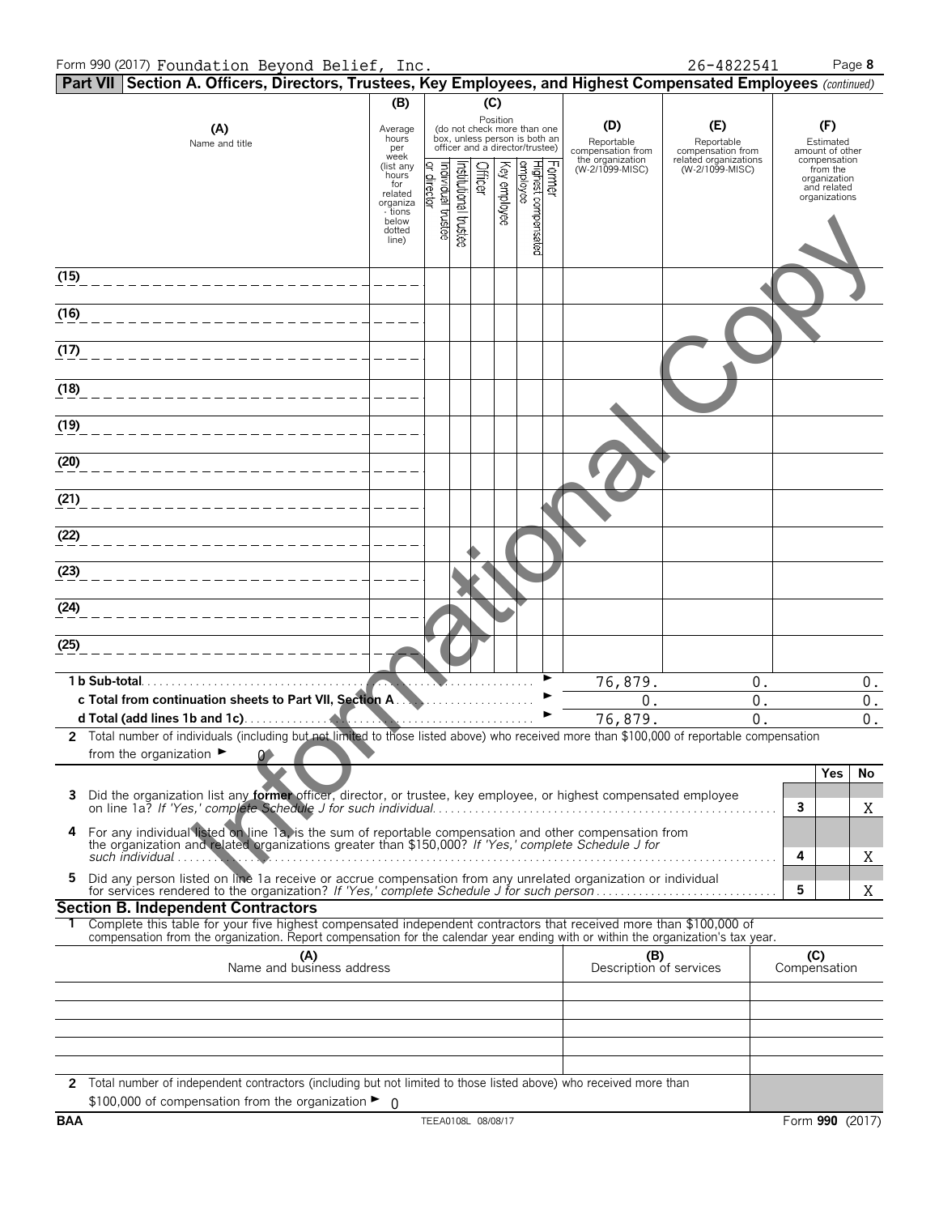Form 990 (2017) Foundation Beyond Belief, Inc. 26-4822541

## Part VII Section A. Officers, Directors, Trustees, Key Employees, and Highest Compensated Employees *(continued)*

| (A) Name and title | (B) Average hours per week (list any hours for related organizations below dotted line) | (C) Position: Individual trustee or director | Institutional trustee | Officer | Key employee | Highest compensated employee | Former | (D) Reportable compensation from the organization (W-2/1099-MISC) | (E) Reportable compensation from related organizations (W-2/1099-MISC) | (F) Estimated amount of other compensation from the organization and related organizations |
|---|---|---|---|---|---|---|---|---|---|---|
| (15) | | | | | | | | | | |
| (16) | | | | | | | | | | |
| (17) | | | | | | | | | | |
| (18) | | | | | | | | | | |
| (19) | | | | | | | | | | |
| (20) | | | | | | | | | | |
| (21) | | | | | | | | | | |
| (22) | | | | | | | | | | |
| (23) | | | | | | | | | | |
| (24) | | | | | | | | | | |
| (25) | | | | | | | | | | |
| **1 b Sub-total** | | | | | | | | 76,879. | 0. | 0. |
| **c Total from continuation sheets to Part VII, Section A** | | | | | | | | 0. | 0. | 0. |
| **d Total (add lines 1b and 1c)** | | | | | | | | 76,879. | 0. | 0. |

**2** Total number of individuals (including but not limited to those listed above) who received more than $100,000 of reportable compensation from the organization ► 0

| | | Yes | No |
|---|---|---|---|
| **3** Did the organization list any **former** officer, director, or trustee, key employee, or highest compensated employee on line 1a? *If 'Yes,' complete Schedule J for such individual* | 3 | | X |
| **4** For any individual listed on line 1a, is the sum of reportable compensation and other compensation from the organization and related organizations greater than $150,000? *If 'Yes,' complete Schedule J for such individual* | 4 | | X |
| **5** Did any person listed on line 1a receive or accrue compensation from any unrelated organization or individual for services rendered to the organization? *If 'Yes,' complete Schedule J for such person* | 5 | | X |

### Section B. Independent Contractors

**1** Complete this table for your five highest compensated independent contractors that received more than $100,000 of compensation from the organization. Report compensation for the calendar year ending with or within the organization's tax year.

| (A) Name and business address | (B) Description of services | (C) Compensation |
|---|---|---|
| | | |
| | | |
| | | |
| | | |
| | | |

**2** Total number of independent contractors (including but not limited to those listed above) who received more than $100,000 of compensation from the organization ► 0

BAA TEEA0108L 08/08/17 Form **990** (2017)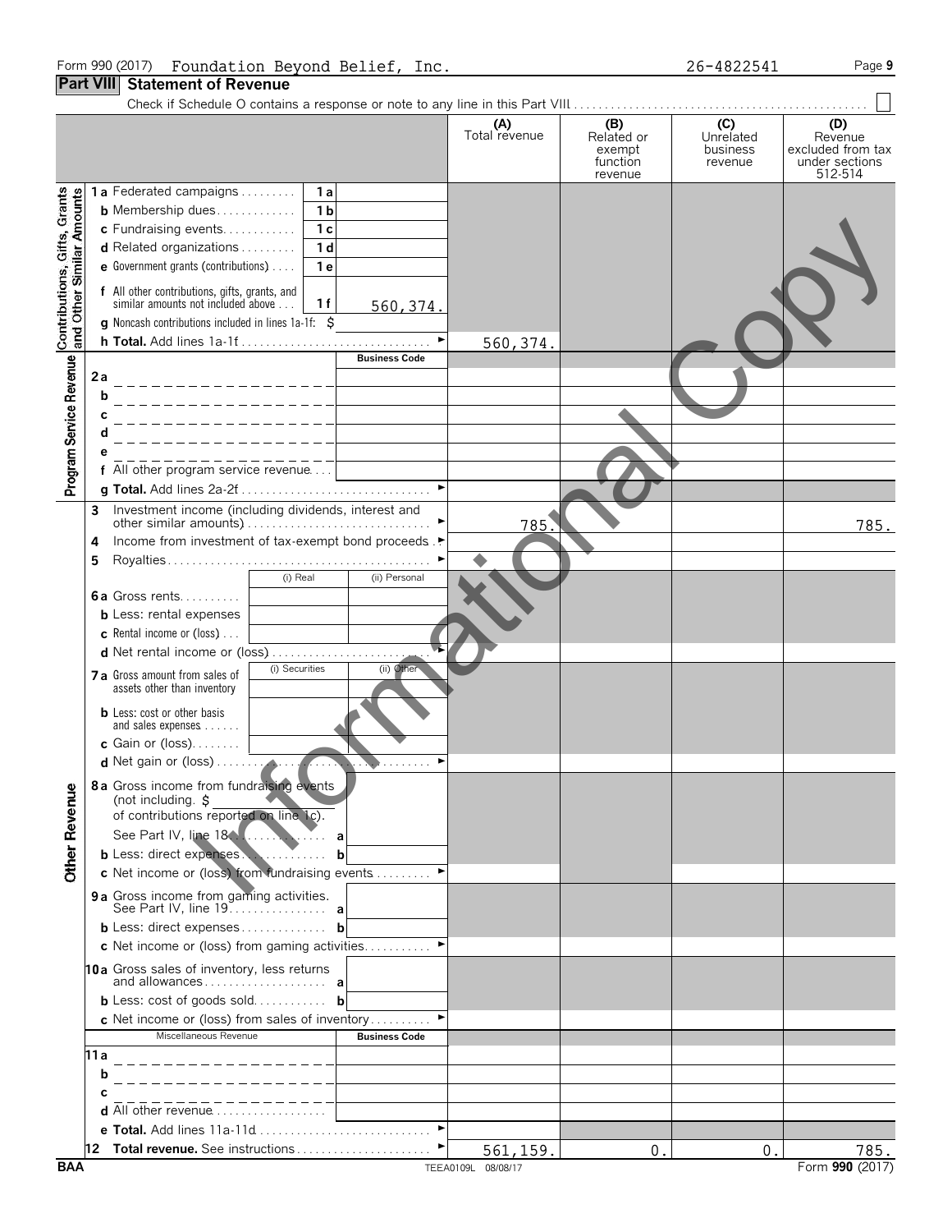Form 990 (2017) Foundation Beyond Belief, Inc. 26-4822541

## Part VIII Statement of Revenue

Check if Schedule O contains a response or note to any line in this Part VIII . . . . . . . . . . . . ☐

| | | | | (A) Total revenue | (B) Related or exempt function revenue | (C) Unrelated business revenue | (D) Revenue excluded from tax under sections 512-514 |
|---|---|---|---|---|---|---|---|
| **Contributions, Gifts, Grants and Other Similar Amounts** | 1a Federated campaigns | 1a | | | | | |
| | b Membership dues | 1b | | | | | |
| | c Fundraising events | 1c | | | | | |
| | d Related organizations | 1d | | | | | |
| | e Government grants (contributions) | 1e | | | | | |
| | f All other contributions, gifts, grants, and similar amounts not included above | 1f | 560,374. | | | | |
| | g Noncash contributions included in lines 1a-1f: $ | | | | | | |
| | h **Total.** Add lines 1a-1f | | | 560,374. | | | |
| **Program Service Revenue** | | | Business Code | | | | |
| | 2a | | | | | | |
| | b | | | | | | |
| | c | | | | | | |
| | d | | | | | | |
| | e | | | | | | |
| | f All other program service revenue | | | | | | |
| | g **Total.** Add lines 2a-2f | | | | | | |
| **Other Revenue** | 3 Investment income (including dividends, interest and other similar amounts) | | | 785. | | | 785. |
| | 4 Income from investment of tax-exempt bond proceeds | | | | | | |
| | 5 Royalties | | | | | | |
| | | (i) Real | (ii) Personal | | | | |
| | 6a Gross rents | | | | | | |
| | b Less: rental expenses | | | | | | |
| | c Rental income or (loss) | | | | | | |
| | d Net rental income or (loss) | | | | | | |
| | | (i) Securities | (ii) Other | | | | |
| | 7a Gross amount from sales of assets other than inventory | | | | | | |
| | b Less: cost or other basis and sales expenses | | | | | | |
| | c Gain or (loss) | | | | | | |
| | d Net gain or (loss) | | | | | | |
| | 8a Gross income from fundraising events (not including $ of contributions reported on line 1c). See Part IV, line 18 | a | | | | | |
| | b Less: direct expenses | b | | | | | |
| | c Net income or (loss) from fundraising events | | | | | | |
| | 9a Gross income from gaming activities. See Part IV, line 19 | a | | | | | |
| | b Less: direct expenses | b | | | | | |
| | c Net income or (loss) from gaming activities | | | | | | |
| | 10a Gross sales of inventory, less returns and allowances | a | | | | | |
| | b Less: cost of goods sold | b | | | | | |
| | c Net income or (loss) from sales of inventory | | | | | | |
| | Miscellaneous Revenue | | Business Code | | | | |
| | 11a | | | | | | |
| | b | | | | | | |
| | c | | | | | | |
| | d All other revenue | | | | | | |
| | e **Total.** Add lines 11a-11d | | | | | | |
| | 12 **Total revenue.** See instructions | | | 561,159. | 0. | 0. | 785. |

BAA TEEA0109L 08/08/17 Form **990** (2017)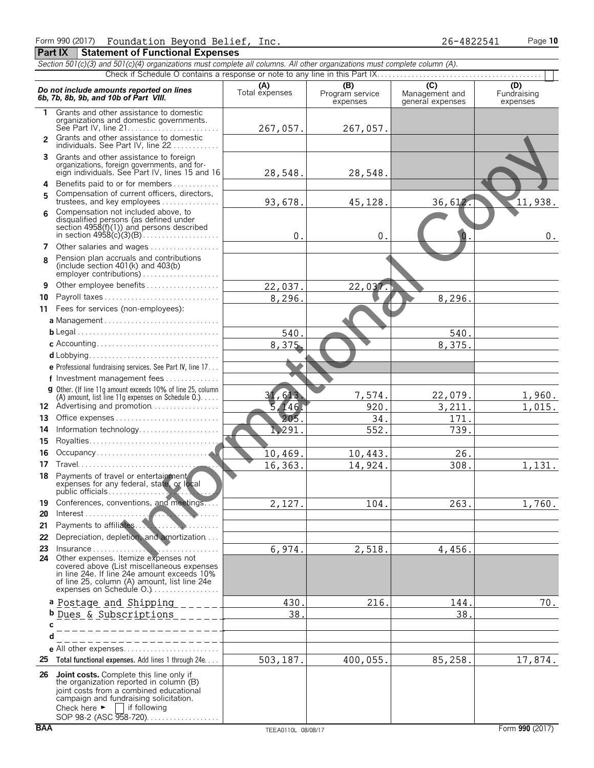Form 990 (2017) Foundation Beyond Belief, Inc. 26-4822541

## Part IX Statement of Functional Expenses

*Section 501(c)(3) and 501(c)(4) organizations must complete all columns. All other organizations must complete column (A).*

Check if Schedule O contains a response or note to any line in this Part IX . . . . . ☐

| ***Do not include amounts reported on lines 6b, 7b, 8b, 9b, and 10b of Part VIII.*** | (A) Total expenses | (B) Program service expenses | (C) Management and general expenses | (D) Fundraising expenses |
|---|---|---|---|---|
| 1 Grants and other assistance to domestic organizations and domestic governments. See Part IV, line 21 | 267,057. | 267,057. | | |
| 2 Grants and other assistance to domestic individuals. See Part IV, line 22 | | | | |
| 3 Grants and other assistance to foreign organizations, foreign governments, and foreign individuals. See Part IV, lines 15 and 16 | 28,548. | 28,548. | | |
| 4 Benefits paid to or for members | | | | |
| 5 Compensation of current officers, directors, trustees, and key employees | 93,678. | 45,128. | 36,612. | 11,938. |
| 6 Compensation not included above, to disqualified persons (as defined under section 4958(f)(1)) and persons described in section 4958(c)(3)(B) | 0. | 0. | 0. | 0. |
| 7 Other salaries and wages | | | | |
| 8 Pension plan accruals and contributions (include section 401(k) and 403(b) employer contributions) | | | | |
| 9 Other employee benefits | 22,037. | 22,037. | | |
| 10 Payroll taxes | 8,296. | | 8,296. | |
| 11 Fees for services (non-employees): | | | | |
| a Management | | | | |
| b Legal | 540. | | 540. | |
| c Accounting | 8,375. | | 8,375. | |
| d Lobbying | | | | |
| e Professional fundraising services. See Part IV, line 17 | | | | |
| f Investment management fees | | | | |
| g Other. (If line 11g amount exceeds 10% of line 25, column (A) amount, list line 11g expenses on Schedule O.) | 31,613. | 7,574. | 22,079. | 1,960. |
| 12 Advertising and promotion | 5,146. | 920. | 3,211. | 1,015. |
| 13 Office expenses | 205. | 34. | 171. | |
| 14 Information technology | 1,291. | 552. | 739. | |
| 15 Royalties | | | | |
| 16 Occupancy | 10,469. | 10,443. | 26. | |
| 17 Travel | 16,363. | 14,924. | 308. | 1,131. |
| 18 Payments of travel or entertainment expenses for any federal, state, or local public officials | | | | |
| 19 Conferences, conventions, and meetings | 2,127. | 104. | 263. | 1,760. |
| 20 Interest | | | | |
| 21 Payments to affiliates | | | | |
| 22 Depreciation, depletion, and amortization | | | | |
| 23 Insurance | 6,974. | 2,518. | 4,456. | |
| 24 Other expenses. Itemize expenses not covered above (List miscellaneous expenses in line 24e. If line 24e amount exceeds 10% of line 25, column (A) amount, list line 24e expenses on Schedule O.) | | | | |
| a Postage and Shipping | 430. | 216. | 144. | 70. |
| b Dues & Subscriptions | 38. | | 38. | |
| c | | | | |
| d | | | | |
| e All other expenses | | | | |
| 25 **Total functional expenses.** Add lines 1 through 24e | 503,187. | 400,055. | 85,258. | 17,874. |
| 26 **Joint costs.** Complete this line only if the organization reported in column (B) joint costs from a combined educational campaign and fundraising solicitation. Check here ► ☐ if following SOP 98-2 (ASC 958-720) | | | | |

BAA TEEA0110L 08/08/17 Form **990** (2017)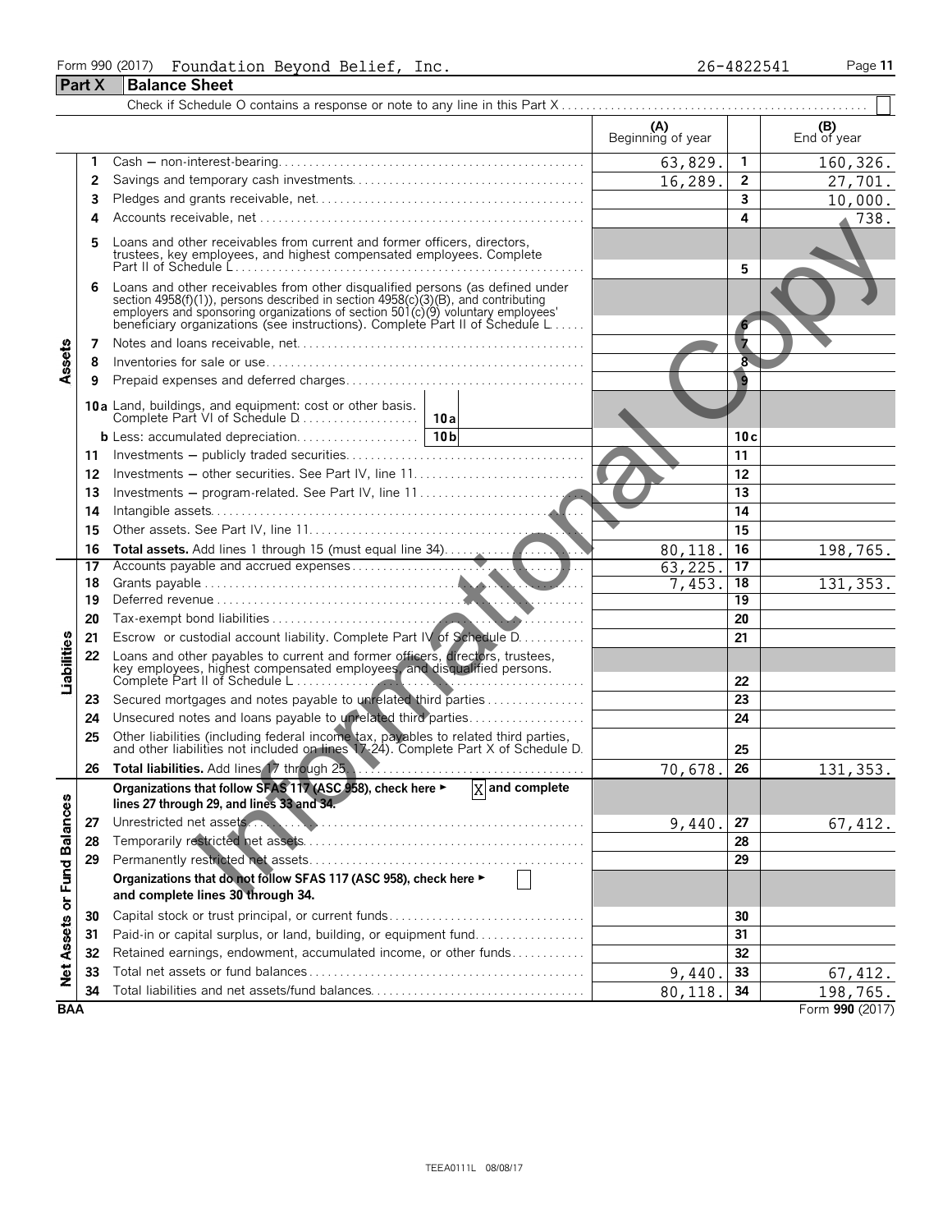Form 990 (2017) Foundation Beyond Belief, Inc. 26-4822541

## Part X Balance Sheet

Check if Schedule O contains a response or note to any line in this Part X . . . . . . . . . . ☐

| | | | (A) Beginning of year | | (B) End of year |
|---|---|---|---|---|---|
| Assets | 1 | Cash — non-interest-bearing | 63,829. | 1 | 160,326. |
| | 2 | Savings and temporary cash investments | 16,289. | 2 | 27,701. |
| | 3 | Pledges and grants receivable, net | | 3 | 10,000. |
| | 4 | Accounts receivable, net | | 4 | 738. |
| | 5 | Loans and other receivables from current and former officers, directors, trustees, key employees, and highest compensated employees. Complete Part II of Schedule L | | 5 | |
| | 6 | Loans and other receivables from other disqualified persons (as defined under section 4958(f)(1)), persons described in section 4958(c)(3)(B), and contributing employers and sponsoring organizations of section 501(c)(9) voluntary employees' beneficiary organizations (see instructions). Complete Part II of Schedule L | | 6 | |
| | 7 | Notes and loans receivable, net | | 7 | |
| | 8 | Inventories for sale or use | | 8 | |
| | 9 | Prepaid expenses and deferred charges | | 9 | |
| | 10a | Land, buildings, and equipment: cost or other basis. Complete Part VI of Schedule D . . . 10a | | | |
| | b | Less: accumulated depreciation . . . 10b | | 10c | |
| | 11 | Investments — publicly traded securities | | 11 | |
| | 12 | Investments — other securities. See Part IV, line 11 | | 12 | |
| | 13 | Investments — program-related. See Part IV, line 11 | | 13 | |
| | 14 | Intangible assets | | 14 | |
| | 15 | Other assets. See Part IV, line 11 | | 15 | |
| | 16 | **Total assets.** Add lines 1 through 15 (must equal line 34) | 80,118. | 16 | 198,765. |
| Liabilities | 17 | Accounts payable and accrued expenses | 63,225. | 17 | |
| | 18 | Grants payable | 7,453. | 18 | 131,353. |
| | 19 | Deferred revenue | | 19 | |
| | 20 | Tax-exempt bond liabilities | | 20 | |
| | 21 | Escrow or custodial account liability. Complete Part IV of Schedule D | | 21 | |
| | 22 | Loans and other payables to current and former officers, directors, trustees, key employees, highest compensated employees, and disqualified persons. Complete Part II of Schedule L | | 22 | |
| | 23 | Secured mortgages and notes payable to unrelated third parties | | 23 | |
| | 24 | Unsecured notes and loans payable to unrelated third parties | | 24 | |
| | 25 | Other liabilities (including federal income tax, payables to related third parties, and other liabilities not included on lines 17-24). Complete Part X of Schedule D | | 25 | |
| | 26 | **Total liabilities.** Add lines 17 through 25 | 70,678. | 26 | 131,353. |
| Net Assets or Fund Balances | | **Organizations that follow SFAS 117 (ASC 958), check here ► [X] and complete lines 27 through 29, and lines 33 and 34.** | | | |
| | 27 | Unrestricted net assets | 9,440. | 27 | 67,412. |
| | 28 | Temporarily restricted net assets | | 28 | |
| | 29 | Permanently restricted net assets | | 29 | |
| | | **Organizations that do not follow SFAS 117 (ASC 958), check here ► ☐ and complete lines 30 through 34.** | | | |
| | 30 | Capital stock or trust principal, or current funds | | 30 | |
| | 31 | Paid-in or capital surplus, or land, building, or equipment fund | | 31 | |
| | 32 | Retained earnings, endowment, accumulated income, or other funds | | 32 | |
| | 33 | Total net assets or fund balances | 9,440. | 33 | 67,412. |
| | 34 | Total liabilities and net assets/fund balances | 80,118. | 34 | 198,765. |

BAA Form **990** (2017)

TEEA0111L 08/08/17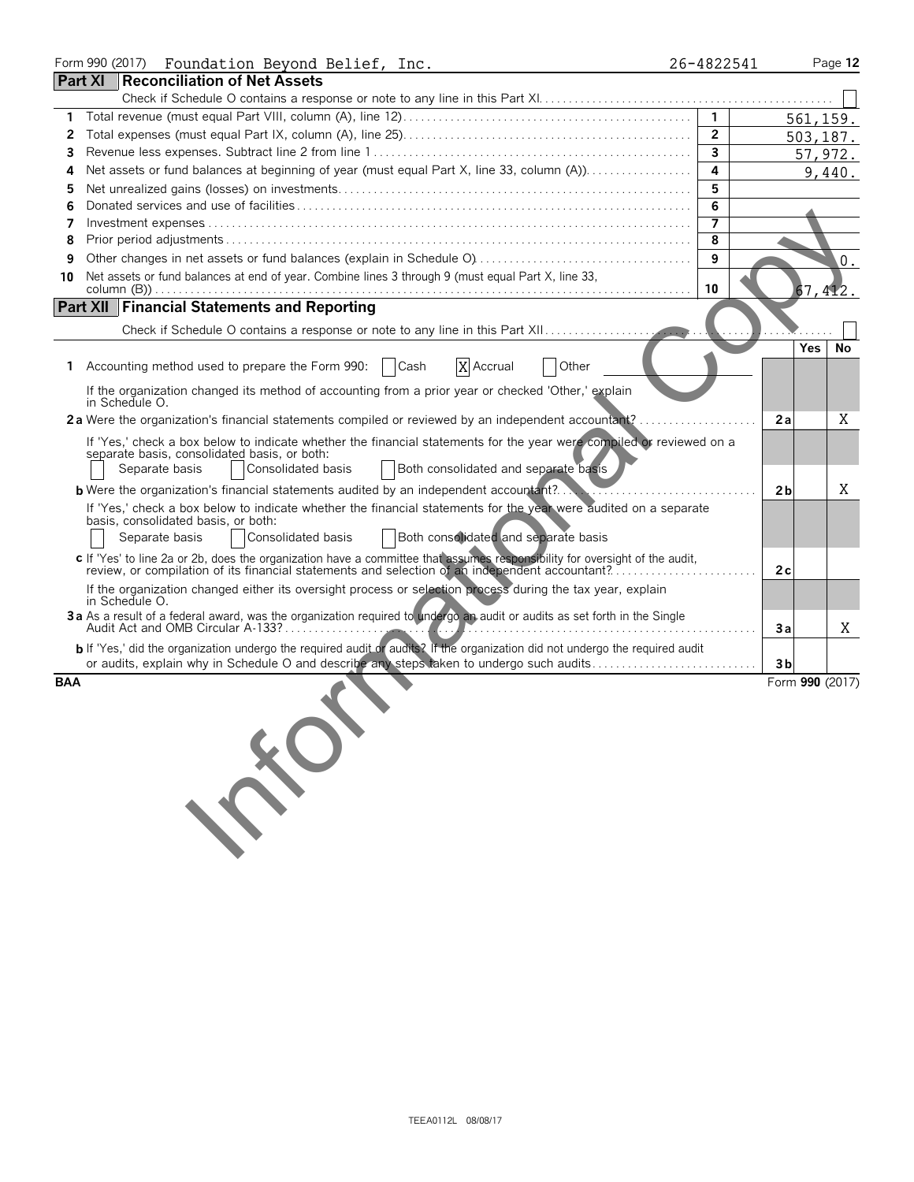Form 990 (2017) Foundation Beyond Belief, Inc. 26-4822541

## Part XI Reconciliation of Net Assets

Check if Schedule O contains a response or note to any line in this Part XI ☐

| | | Line | Amount |
|---|---|---|---|
| 1 | Total revenue (must equal Part VIII, column (A), line 12) | 1 | 561,159. |
| 2 | Total expenses (must equal Part IX, column (A), line 25) | 2 | 503,187. |
| 3 | Revenue less expenses. Subtract line 2 from line 1 | 3 | 57,972. |
| 4 | Net assets or fund balances at beginning of year (must equal Part X, line 33, column (A)) | 4 | 9,440. |
| 5 | Net unrealized gains (losses) on investments | 5 | |
| 6 | Donated services and use of facilities | 6 | |
| 7 | Investment expenses | 7 | |
| 8 | Prior period adjustments | 8 | |
| 9 | Other changes in net assets or fund balances (explain in Schedule O) | 9 | 0. |
| 10 | Net assets or fund balances at end of year. Combine lines 3 through 9 (must equal Part X, line 33, column (B)) | 10 | 67,412. |

## Part XII Financial Statements and Reporting

Check if Schedule O contains a response or note to any line in this Part XII ☐

| | | Line | Yes | No |
|---|---|---|---|---|
| 1 | Accounting method used to prepare the Form 990: ☐ Cash ☒ Accrual ☐ Other | | | |
| | If the organization changed its method of accounting from a prior year or checked 'Other,' explain in Schedule O. | | | |
| 2a | Were the organization's financial statements compiled or reviewed by an independent accountant? | 2a | | X |
| | If 'Yes,' check a box below to indicate whether the financial statements for the year were compiled or reviewed on a separate basis, consolidated basis, or both: ☐ Separate basis ☐ Consolidated basis ☐ Both consolidated and separate basis | | | |
| b | Were the organization's financial statements audited by an independent accountant? | 2b | | X |
| | If 'Yes,' check a box below to indicate whether the financial statements for the year were audited on a separate basis, consolidated basis, or both: ☐ Separate basis ☐ Consolidated basis ☐ Both consolidated and separate basis | | | |
| c | If 'Yes' to line 2a or 2b, does the organization have a committee that assumes responsibility for oversight of the audit, review, or compilation of its financial statements and selection of an independent accountant? | 2c | | |
| | If the organization changed either its oversight process or selection process during the tax year, explain in Schedule O. | | | |
| 3a | As a result of a federal award, was the organization required to undergo an audit or audits as set forth in the Single Audit Act and OMB Circular A-133? | 3a | | X |
| b | If 'Yes,' did the organization undergo the required audit or audits? If the organization did not undergo the required audit or audits, explain why in Schedule O and describe any steps taken to undergo such audits | 3b | | |

BAA Form **990** (2017)

Informational Copy

TEEA0112L 08/08/17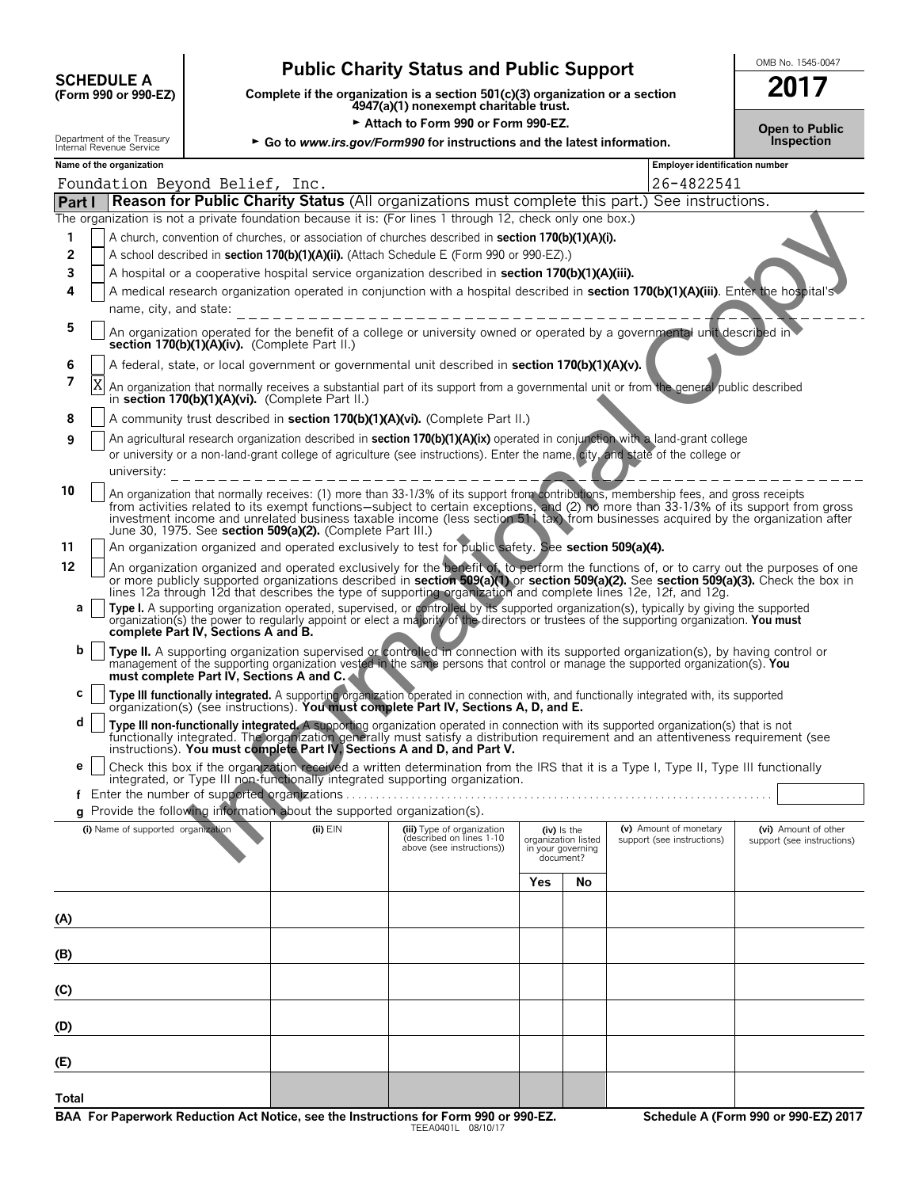**SCHEDULE A**
**(Form 990 or 990-EZ)**

Department of the Treasury
Internal Revenue Service

# Public Charity Status and Public Support

**Complete if the organization is a section 501(c)(3) organization or a section 4947(a)(1) nonexempt charitable trust.**

► **Attach to Form 990 or Form 990-EZ.**

► **Go to *www.irs.gov/Form990* for instructions and the latest information.**

OMB No. 1545-0047

**2017**

**Open to Public Inspection**

**Name of the organization:** Foundation Beyond Belief, Inc.

**Employer identification number:** 26-4822541

## Part I Reason for Public Charity Status (All organizations must complete this part.) See instructions.

The organization is not a private foundation because it is: (For lines 1 through 12, check only one box.)

1. [ ] A church, convention of churches, or association of churches described in **section 170(b)(1)(A)(i).**
2. [ ] A school described in **section 170(b)(1)(A)(ii).** (Attach Schedule E (Form 990 or 990-EZ).)
3. [ ] A hospital or a cooperative hospital service organization described in **section 170(b)(1)(A)(iii).**
4. [ ] A medical research organization operated in conjunction with a hospital described in **section 170(b)(1)(A)(iii)**. Enter the hospital's name, city, and state: ______
5. [ ] An organization operated for the benefit of a college or university owned or operated by a governmental unit described in **section 170(b)(1)(A)(iv).** (Complete Part II.)
6. [ ] A federal, state, or local government or governmental unit described in **section 170(b)(1)(A)(v).**
7. [X] An organization that normally receives a substantial part of its support from a governmental unit or from the general public described in **section 170(b)(1)(A)(vi).** (Complete Part II.)
8. [ ] A community trust described in **section 170(b)(1)(A)(vi).** (Complete Part II.)
9. [ ] An agricultural research organization described in **section 170(b)(1)(A)(ix)** operated in conjunction with a land-grant college or university or a non-land-grant college of agriculture (see instructions). Enter the name, city, and state of the college or university: ______
10. [ ] An organization that normally receives: (1) more than 33-1/3% of its support from contributions, membership fees, and gross receipts from activities related to its exempt functions—subject to certain exceptions, and (2) no more than 33-1/3% of its support from gross investment income and unrelated business taxable income (less section 511 tax) from businesses acquired by the organization after June 30, 1975. See **section 509(a)(2).** (Complete Part III.)
11. [ ] An organization organized and operated exclusively to test for public safety. See **section 509(a)(4).**
12. [ ] An organization organized and operated exclusively for the benefit of, to perform the functions of, or to carry out the purposes of one or more publicly supported organizations described in **section 509(a)(1)** or **section 509(a)(2).** See **section 509(a)(3).** Check the box in lines 12a through 12d that describes the type of supporting organization and complete lines 12e, 12f, and 12g.
   - **a** [ ] **Type I.** A supporting organization operated, supervised, or controlled by its supported organization(s), typically by giving the supported organization(s) the power to regularly appoint or elect a majority of the directors or trustees of the supporting organization. **You must complete Part IV, Sections A and B.**
   - **b** [ ] **Type II.** A supporting organization supervised or controlled in connection with its supported organization(s), by having control or management of the supporting organization vested in the same persons that control or manage the supported organization(s). **You must complete Part IV, Sections A and C.**
   - **c** [ ] **Type III functionally integrated.** A supporting organization operated in connection with, and functionally integrated with, its supported organization(s) (see instructions). **You must complete Part IV, Sections A, D, and E.**
   - **d** [ ] **Type III non-functionally integrated.** A supporting organization operated in connection with its supported organization(s) that is not functionally integrated. The organization generally must satisfy a distribution requirement and an attentiveness requirement (see instructions). **You must complete Part IV, Sections A and D, and Part V.**
   - **e** [ ] Check this box if the organization received a written determination from the IRS that it is a Type I, Type II, Type III functionally integrated, or Type III non-functionally integrated supporting organization.
   - **f** Enter the number of supported organizations . . . . . ______
   - **g** Provide the following information about the supported organization(s).

| (i) Name of supported organization | (ii) EIN | (iii) Type of organization (described on lines 1-10 above (see instructions)) | (iv) Is the organization listed in your governing document? Yes | No | (v) Amount of monetary support (see instructions) | (vi) Amount of other support (see instructions) |
|---|---|---|---|---|---|---|
| (A) | | | | | | |
| (B) | | | | | | |
| (C) | | | | | | |
| (D) | | | | | | |
| (E) | | | | | | |
| Total | | | | | | |

**BAA For Paperwork Reduction Act Notice, see the Instructions for Form 990 or 990-EZ.** TEEA0401L 08/10/17 **Schedule A (Form 990 or 990-EZ) 2017**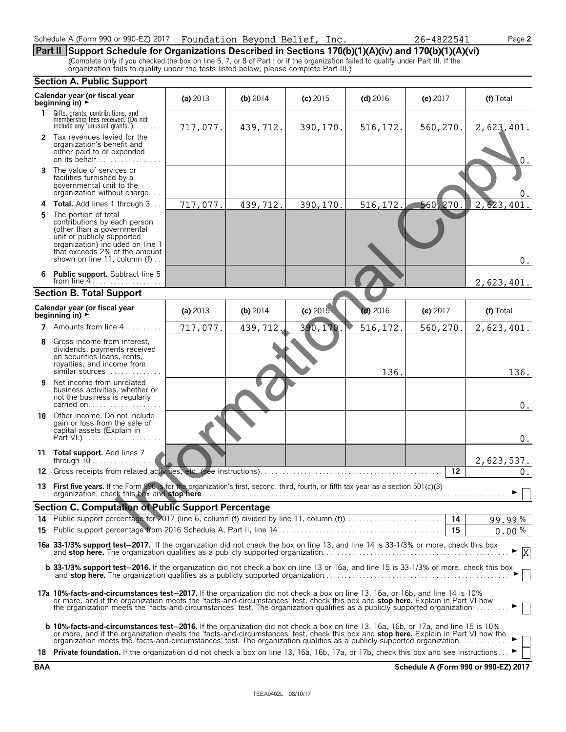Schedule A (Form 990 or 990-EZ) 2017 Foundation Beyond Belief, Inc. 26-4822541 Page **2**

## Part II Support Schedule for Organizations Described in Sections 170(b)(1)(A)(iv) and 170(b)(1)(A)(vi)

(Complete only if you checked the box on line 5, 7, or 8 of Part I or if the organization failed to qualify under Part III. If the organization fails to qualify under the tests listed below, please complete Part III.)

### Section A. Public Support

| Calendar year (or fiscal year beginning in) ► | (a) 2013 | (b) 2014 | (c) 2015 | (d) 2016 | (e) 2017 | (f) Total |
|---|---|---|---|---|---|---|
| **1** Gifts, grants, contributions, and membership fees received. (Do not include any 'unusual grants.') | 717,077. | 439,712. | 390,170. | 516,172. | 560,270. | 2,623,401. |
| **2** Tax revenues levied for the organization's benefit and either paid to or expended on its behalf | | | | | | 0. |
| **3** The value of services or facilities furnished by a governmental unit to the organization without charge | | | | | | 0. |
| **4 Total.** Add lines 1 through 3 | 717,077. | 439,712. | 390,170. | 516,172. | 560,270. | 2,623,401. |
| **5** The portion of total contributions by each person (other than a governmental unit or publicly supported organization) included on line 1 that exceeds 2% of the amount shown on line 11, column (f) | | | | | | 0. |
| **6 Public support.** Subtract line 5 from line 4 | | | | | | 2,623,401. |

### Section B. Total Support

| Calendar year (or fiscal year beginning in) ► | (a) 2013 | (b) 2014 | (c) 2015 | (d) 2016 | (e) 2017 | (f) Total |
|---|---|---|---|---|---|---|
| **7** Amounts from line 4 | 717,077. | 439,712. | 390,170. | 516,172. | 560,270. | 2,623,401. |
| **8** Gross income from interest, dividends, payments received on securities loans, rents, royalties, and income from similar sources | | | | 136. | | 136. |
| **9** Net income from unrelated business activities, whether or not the business is regularly carried on | | | | | | 0. |
| **10** Other income. Do not include gain or loss from the sale of capital assets (Explain in Part VI.) | | | | | | 0. |
| **11 Total support.** Add lines 7 through 10 | | | | | | 2,623,537. |

**12** Gross receipts from related activities, etc. (see instructions) — **12** — 0.

**13 First five years.** If the Form 990 is for the organization's first, second, third, fourth, or fifth tax year as a section 501(c)(3) organization, check this box and **stop here** ► ☐

### Section C. Computation of Public Support Percentage

**14** Public support percentage for 2017 (line 6, column (f) divided by line 11, column (f)) — **14** — 99.99 %

**15** Public support percentage from 2016 Schedule A, Part II, line 14 — **15** — 0.00 %

**16a 33-1/3% support test—2017.** If the organization did not check the box on line 13, and line 14 is 33-1/3% or more, check this box and **stop here.** The organization qualifies as a publicly supported organization ► ☒

**b 33-1/3% support test—2016.** If the organization did not check a box on line 13 or 16a, and line 15 is 33-1/3% or more, check this box and **stop here.** The organization qualifies as a publicly supported organization ► ☐

**17a 10%-facts-and-circumstances test—2017.** If the organization did not check a box on line 13, 16a, or 16b, and line 14 is 10% or more, and if the organization meets the 'facts-and-circumstances' test, check this box and **stop here.** Explain in Part VI how the organization meets the 'facts-and-circumstances' test. The organization qualifies as a publicly supported organization ► ☐

**b 10%-facts-and-circumstances test—2016.** If the organization did not check a box on line 13, 16a, 16b, or 17a, and line 15 is 10% or more, and if the organization meets the 'facts-and-circumstances' test, check this box and **stop here.** Explain in Part VI how the organization meets the 'facts-and-circumstances' test. The organization qualifies as a publicly supported organization ► ☐

**18 Private foundation.** If the organization did not check a box on line 13, 16a, 16b, 17a, or 17b, check this box and see instructions ► ☐

**BAA** **Schedule A (Form 990 or 990-EZ) 2017**

TEEA0402L 08/10/17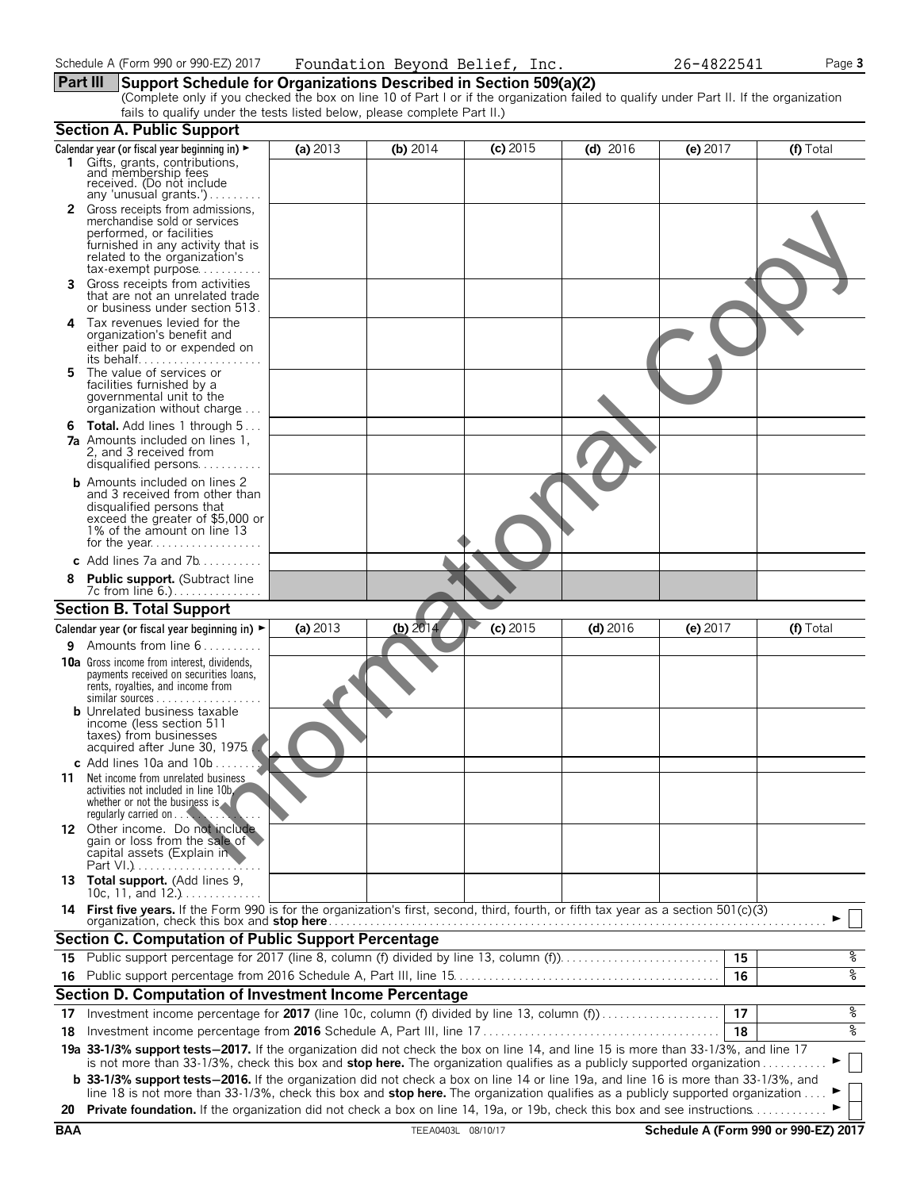Schedule A (Form 990 or 990-EZ) 2017 Foundation Beyond Belief, Inc. 26-4822541

## Part III Support Schedule for Organizations Described in Section 509(a)(2)

(Complete only if you checked the box on line 10 of Part I or if the organization failed to qualify under Part II. If the organization fails to qualify under the tests listed below, please complete Part II.)

### Section A. Public Support

| Calendar year (or fiscal year beginning in) ► | (a) 2013 | (b) 2014 | (c) 2015 | (d) 2016 | (e) 2017 | (f) Total |
|---|---|---|---|---|---|---|
| **1** Gifts, grants, contributions, and membership fees received. (Do not include any 'unusual grants.') | | | | | | |
| **2** Gross receipts from admissions, merchandise sold or services performed, or facilities furnished in any activity that is related to the organization's tax-exempt purpose | | | | | | |
| **3** Gross receipts from activities that are not an unrelated trade or business under section 513 | | | | | | |
| **4** Tax revenues levied for the organization's benefit and either paid to or expended on its behalf | | | | | | |
| **5** The value of services or facilities furnished by a governmental unit to the organization without charge | | | | | | |
| **6 Total.** Add lines 1 through 5 | | | | | | |
| **7a** Amounts included on lines 1, 2, and 3 received from disqualified persons | | | | | | |
| **b** Amounts included on lines 2 and 3 received from other than disqualified persons that exceed the greater of $5,000 or 1% of the amount on line 13 for the year | | | | | | |
| **c** Add lines 7a and 7b | | | | | | |
| **8 Public support.** (Subtract line 7c from line 6.) | | | | | | |

### Section B. Total Support

| Calendar year (or fiscal year beginning in) ► | (a) 2013 | (b) 2014 | (c) 2015 | (d) 2016 | (e) 2017 | (f) Total |
|---|---|---|---|---|---|---|
| **9** Amounts from line 6 | | | | | | |
| **10a** Gross income from interest, dividends, payments received on securities loans, rents, royalties, and income from similar sources | | | | | | |
| **b** Unrelated business taxable income (less section 511 taxes) from businesses acquired after June 30, 1975 | | | | | | |
| **c** Add lines 10a and 10b | | | | | | |
| **11** Net income from unrelated business activities not included in line 10b, whether or not the business is regularly carried on | | | | | | |
| **12** Other income. Do not include gain or loss from the sale of capital assets (Explain in Part VI.) | | | | | | |
| **13 Total support.** (Add lines 9, 10c, 11, and 12.) | | | | | | |

**14 First five years.** If the Form 990 is for the organization's first, second, third, fourth, or fifth tax year as a section 501(c)(3) organization, check this box and **stop here** ► ☐

### Section C. Computation of Public Support Percentage

| | | | |
|---|---|---|---|
| **15** | Public support percentage for 2017 (line 8, column (f) divided by line 13, column (f)) | 15 | % |
| **16** | Public support percentage from 2016 Schedule A, Part III, line 15 | 16 | % |

### Section D. Computation of Investment Income Percentage

| | | | |
|---|---|---|---|
| **17** | Investment income percentage for **2017** (line 10c, column (f) divided by line 13, column (f)) | 17 | % |
| **18** | Investment income percentage from **2016** Schedule A, Part III, line 17 | 18 | % |

**19a 33-1/3% support tests—2017.** If the organization did not check the box on line 14, and line 15 is more than 33-1/3%, and line 17 is not more than 33-1/3%, check this box and **stop here.** The organization qualifies as a publicly supported organization ► ☐

**b 33-1/3% support tests—2016.** If the organization did not check a box on line 14 or line 19a, and line 16 is more than 33-1/3%, and line 18 is not more than 33-1/3%, check this box and **stop here.** The organization qualifies as a publicly supported organization ► ☐

**20 Private foundation.** If the organization did not check a box on line 14, 19a, or 19b, check this box and see instructions ► ☐

BAA TEEA0403L 08/10/17 Schedule A (Form 990 or 990-EZ) 2017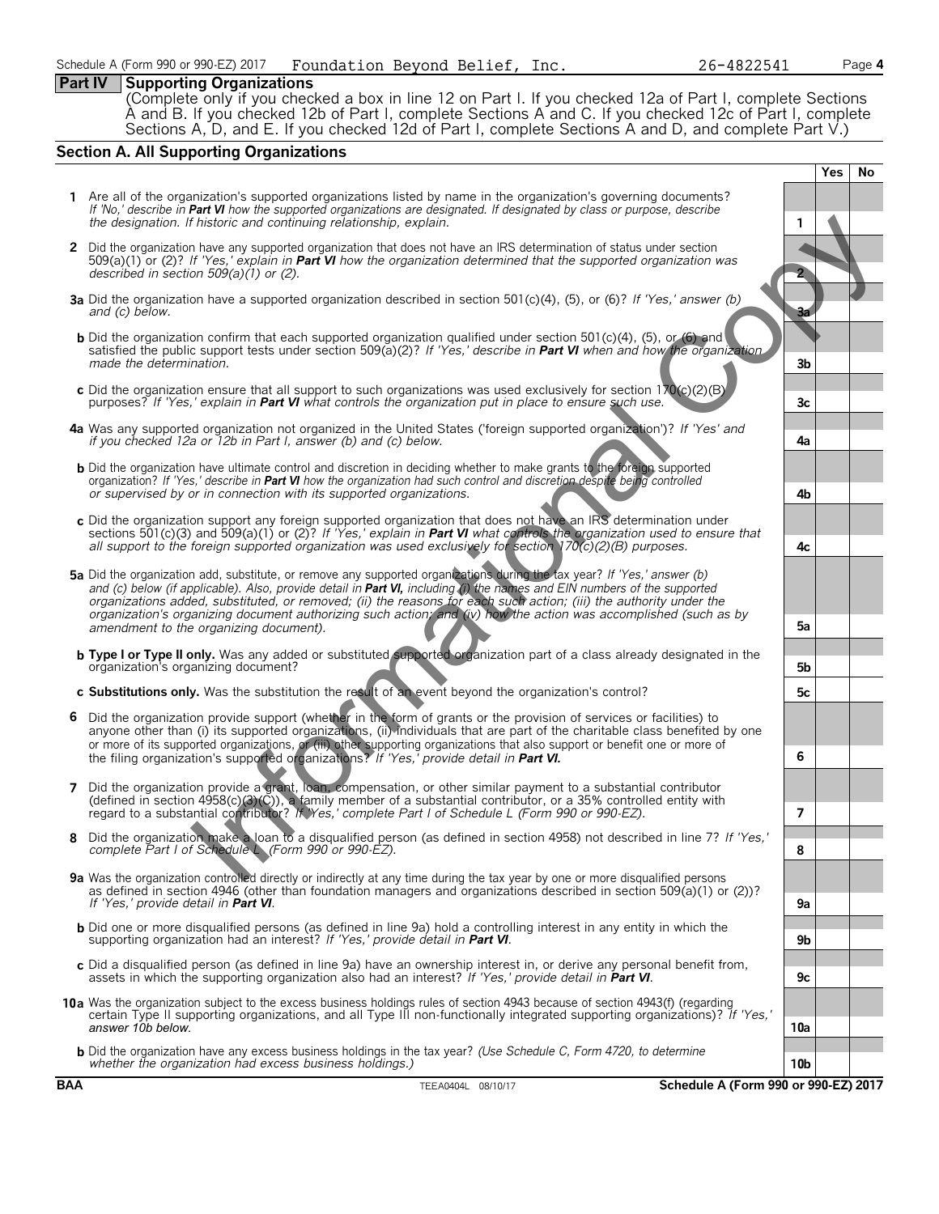Schedule A (Form 990 or 990-EZ) 2017 Foundation Beyond Belief, Inc. 26-4822541

**Part IV Supporting Organizations**

(Complete only if you checked a box in line 12 on Part I. If you checked 12a of Part I, complete Sections A and B. If you checked 12b of Part I, complete Sections A and C. If you checked 12c of Part I, complete Sections A, D, and E. If you checked 12d of Part I, complete Sections A and D, and complete Part V.)

## Section A. All Supporting Organizations

| | | Yes | No |
|---|---|---|---|
| **1** Are all of the organization's supported organizations listed by name in the organization's governing documents? *If 'No,' describe in **Part VI** how the supported organizations are designated. If designated by class or purpose, describe the designation. If historic and continuing relationship, explain.* | 1 | | |
| **2** Did the organization have any supported organization that does not have an IRS determination of status under section 509(a)(1) or (2)? *If 'Yes,' explain in **Part VI** how the organization determined that the supported organization was described in section 509(a)(1) or (2).* | 2 | | |
| **3a** Did the organization have a supported organization described in section 501(c)(4), (5), or (6)? *If 'Yes,' answer (b) and (c) below.* | 3a | | |
| **b** Did the organization confirm that each supported organization qualified under section 501(c)(4), (5), or (6) and satisfied the public support tests under section 509(a)(2)? *If 'Yes,' describe in **Part VI** when and how the organization made the determination.* | 3b | | |
| **c** Did the organization ensure that all support to such organizations was used exclusively for section 170(c)(2)(B) purposes? *If 'Yes,' explain in **Part VI** what controls the organization put in place to ensure such use.* | 3c | | |
| **4a** Was any supported organization not organized in the United States ('foreign supported organization')? *If 'Yes' and if you checked 12a or 12b in Part I, answer (b) and (c) below.* | 4a | | |
| **b** Did the organization have ultimate control and discretion in deciding whether to make grants to the foreign supported organization? *If 'Yes,' describe in **Part VI** how the organization had such control and discretion despite being controlled or supervised by or in connection with its supported organizations.* | 4b | | |
| **c** Did the organization support any foreign supported organization that does not have an IRS determination under sections 501(c)(3) and 509(a)(1) or (2)? *If 'Yes,' explain in **Part VI** what controls the organization used to ensure that all support to the foreign supported organization was used exclusively for section 170(c)(2)(B) purposes.* | 4c | | |
| **5a** Did the organization add, substitute, or remove any supported organizations during the tax year? *If 'Yes,' answer (b) and (c) below (if applicable). Also, provide detail in **Part VI,** including (i) the names and EIN numbers of the supported organizations added, substituted, or removed; (ii) the reasons for each such action; (iii) the authority under the organization's organizing document authorizing such action; and (iv) how the action was accomplished (such as by amendment to the organizing document).* | 5a | | |
| **b Type I or Type II only.** Was any added or substituted supported organization part of a class already designated in the organization's organizing document? | 5b | | |
| **c Substitutions only.** Was the substitution the result of an event beyond the organization's control? | 5c | | |
| **6** Did the organization provide support (whether in the form of grants or the provision of services or facilities) to anyone other than (i) its supported organizations, (ii) individuals that are part of the charitable class benefited by one or more of its supported organizations, or (iii) other supporting organizations that also support or benefit one or more of the filing organization's supported organizations? *If 'Yes,' provide detail in **Part VI.*** | 6 | | |
| **7** Did the organization provide a grant, loan, compensation, or other similar payment to a substantial contributor (defined in section 4958(c)(3)(C)), a family member of a substantial contributor, or a 35% controlled entity with regard to a substantial contributor? *If 'Yes,' complete Part I of Schedule L (Form 990 or 990-EZ).* | 7 | | |
| **8** Did the organization make a loan to a disqualified person (as defined in section 4958) not described in line 7? *If 'Yes,' complete Part I of Schedule L (Form 990 or 990-EZ).* | 8 | | |
| **9a** Was the organization controlled directly or indirectly at any time during the tax year by one or more disqualified persons as defined in section 4946 (other than foundation managers and organizations described in section 509(a)(1) or (2))? *If 'Yes,' provide detail in **Part VI**.* | 9a | | |
| **b** Did one or more disqualified persons (as defined in line 9a) hold a controlling interest in any entity in which the supporting organization had an interest? *If 'Yes,' provide detail in **Part VI**.* | 9b | | |
| **c** Did a disqualified person (as defined in line 9a) have an ownership interest in, or derive any personal benefit from, assets in which the supporting organization also had an interest? *If 'Yes,' provide detail in **Part VI**.* | 9c | | |
| **10a** Was the organization subject to the excess business holdings rules of section 4943 because of section 4943(f) (regarding certain Type II supporting organizations, and all Type III non-functionally integrated supporting organizations)? *If 'Yes,' answer 10b below.* | 10a | | |
| **b** Did the organization have any excess business holdings in the tax year? *(Use Schedule C, Form 4720, to determine whether the organization had excess business holdings.)* | 10b | | |

BAA TEEA0404L 08/10/17 Schedule A (Form 990 or 990-EZ) 2017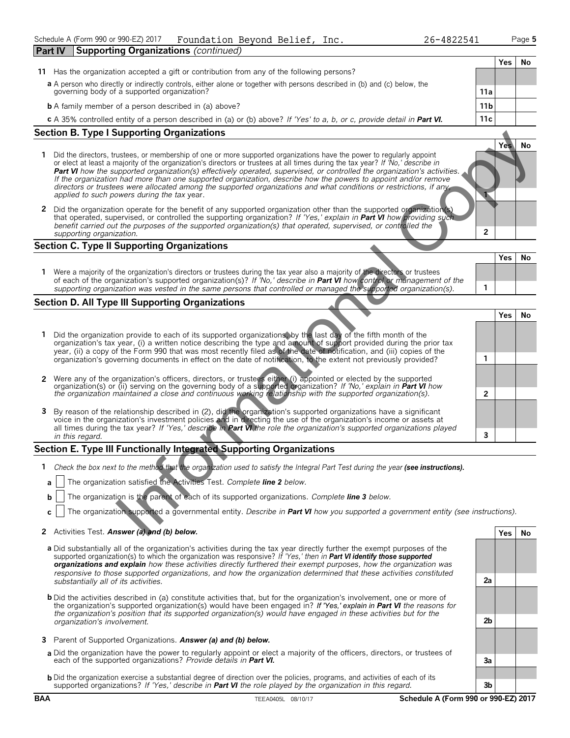Schedule A (Form 990 or 990-EZ) 2017 Foundation Beyond Belief, Inc. 26-4822541

## Part IV Supporting Organizations *(continued)*

| | | | Yes | No |
|---|---|---|---|---|
| **11** | Has the organization accepted a gift or contribution from any of the following persons? | | | |
| | **a** A person who directly or indirectly controls, either alone or together with persons described in (b) and (c) below, the governing body of a supported organization? | 11a | | |
| | **b** A family member of a person described in (a) above? | 11b | | |
| | **c** A 35% controlled entity of a person described in (a) or (b) above? *If 'Yes' to a, b, or c, provide detail in* ***Part VI.*** | 11c | | |

### Section B. Type I Supporting Organizations

| | | | Yes | No |
|---|---|---|---|---|
| **1** | Did the directors, trustees, or membership of one or more supported organizations have the power to regularly appoint or elect at least a majority of the organization's directors or trustees at all times during the tax year? *If 'No,' describe in* ***Part VI*** *how the supported organization(s) effectively operated, supervised, or controlled the organization's activities. If the organization had more than one supported organization, describe how the powers to appoint and/or remove directors or trustees were allocated among the supported organizations and what conditions or restrictions, if any, applied to such powers during the tax* year. | 1 | | |
| **2** | Did the organization operate for the benefit of any supported organization other than the supported organization(s) that operated, supervised, or controlled the supporting organization? *If 'Yes,' explain in* ***Part VI*** *how providing such benefit carried out the purposes of the supported organization(s) that operated, supervised, or controlled the supporting organization.* | 2 | | |

### Section C. Type II Supporting Organizations

| | | | Yes | No |
|---|---|---|---|---|
| **1** | Were a majority of the organization's directors or trustees during the tax year also a majority of the directors or trustees of each of the organization's supported organization(s)? *If 'No,' describe in* ***Part VI*** *how control or management of the supporting organization was vested in the same persons that controlled or managed the supported organization(s).* | 1 | | |

### Section D. All Type III Supporting Organizations

| | | | Yes | No |
|---|---|---|---|---|
| **1** | Did the organization provide to each of its supported organizations, by the last day of the fifth month of the organization's tax year, (i) a written notice describing the type and amount of support provided during the prior tax year, (ii) a copy of the Form 990 that was most recently filed as of the date of notification, and (iii) copies of the organization's governing documents in effect on the date of notification, to the extent not previously provided? | 1 | | |
| **2** | Were any of the organization's officers, directors, or trustees either (i) appointed or elected by the supported organization(s) or (ii) serving on the governing body of a supported organization? *If 'No,' explain in* ***Part VI*** *how the organization maintained a close and continuous working relationship with the supported organization(s).* | 2 | | |
| **3** | By reason of the relationship described in (2), did the organization's supported organizations have a significant voice in the organization's investment policies and in directing the use of the organization's income or assets at all times during the tax year? *If 'Yes,' describe in* ***Part VI*** *the role the organization's supported organizations played in this regard.* | 3 | | |

### Section E. Type III Functionally Integrated Supporting Organizations

**1** *Check the box next to the method that the organization used to satisfy the Integral Part Test during the year* ***(see instructions).***

- **a** ☐ The organization satisfied the Activities Test. *Complete* ***line 2*** *below.*
- **b** ☐ The organization is the parent of each of its supported organizations. *Complete* ***line 3*** *below.*
- **c** ☐ The organization supported a governmental entity. *Describe in* ***Part VI*** *how you supported a government entity (see instructions).*

| | | | Yes | No |
|---|---|---|---|---|
| **2** | Activities Test. ***Answer (a) and (b) below.*** | | | |
| | **a** Did substantially all of the organization's activities during the tax year directly further the exempt purposes of the supported organization(s) to which the organization was responsive? *If 'Yes,' then in* ***Part VI identify those supported organizations and explain*** *how these activities directly furthered their exempt purposes, how the organization was responsive to those supported organizations, and how the organization determined that these activities constituted substantially all of its activities.* | 2a | | |
| | **b** Did the activities described in (a) constitute activities that, but for the organization's involvement, one or more of the organization's supported organization(s) would have been engaged in? ***If 'Yes,' explain in Part VI*** *the reasons for the organization's position that its supported organization(s) would have engaged in these activities but for the organization's involvement.* | 2b | | |
| **3** | Parent of Supported Organizations. ***Answer (a) and (b) below.*** | | | |
| | **a** Did the organization have the power to regularly appoint or elect a majority of the officers, directors, or trustees of each of the supported organizations? *Provide details in* ***Part VI.*** | 3a | | |
| | **b** Did the organization exercise a substantial degree of direction over the policies, programs, and activities of each of its supported organizations? *If 'Yes,' describe in* ***Part VI*** *the role played by the organization in this regard.* | 3b | | |

BAA TEEA0405L 08/10/17 Schedule A (Form 990 or 990-EZ) 2017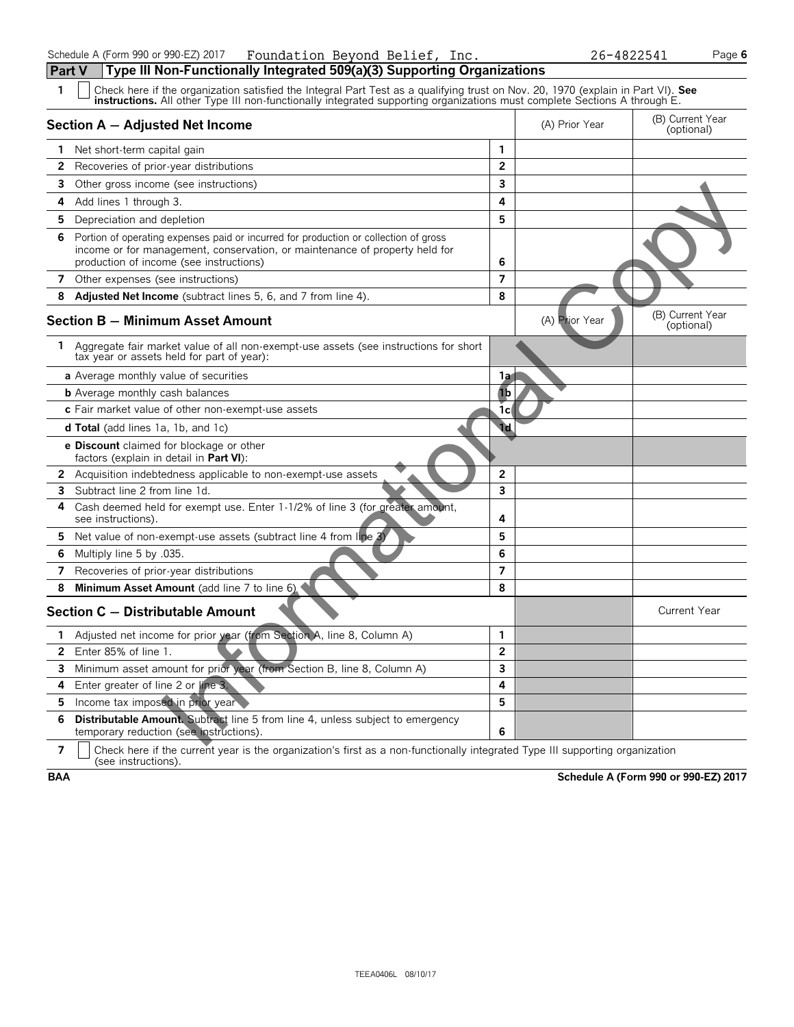Schedule A (Form 990 or 990-EZ) 2017 Foundation Beyond Belief, Inc. 26-4822541 Page 6

## Part V Type III Non-Functionally Integrated 509(a)(3) Supporting Organizations

1 ☐ Check here if the organization satisfied the Integral Part Test as a qualifying trust on Nov. 20, 1970 (explain in Part VI). **See instructions.** All other Type III non-functionally integrated supporting organizations must complete Sections A through E.

| **Section A — Adjusted Net Income** | | (A) Prior Year | (B) Current Year (optional) |
|---|---|---|---|
| **1** Net short-term capital gain | 1 | | |
| **2** Recoveries of prior-year distributions | 2 | | |
| **3** Other gross income (see instructions) | 3 | | |
| **4** Add lines 1 through 3. | 4 | | |
| **5** Depreciation and depletion | 5 | | |
| **6** Portion of operating expenses paid or incurred for production or collection of gross income or for management, conservation, or maintenance of property held for production of income (see instructions) | 6 | | |
| **7** Other expenses (see instructions) | 7 | | |
| **8** **Adjusted Net Income** (subtract lines 5, 6, and 7 from line 4). | 8 | | |

| **Section B — Minimum Asset Amount** | | (A) Prior Year | (B) Current Year (optional) |
|---|---|---|---|
| **1** Aggregate fair market value of all non-exempt-use assets (see instructions for short tax year or assets held for part of year): | | | |
| **a** Average monthly value of securities | 1a | | |
| **b** Average monthly cash balances | 1b | | |
| **c** Fair market value of other non-exempt-use assets | 1c | | |
| **d Total** (add lines 1a, 1b, and 1c) | 1d | | |
| **e Discount** claimed for blockage or other factors (explain in detail in **Part VI**): | | | |
| **2** Acquisition indebtedness applicable to non-exempt-use assets | 2 | | |
| **3** Subtract line 2 from line 1d. | 3 | | |
| **4** Cash deemed held for exempt use. Enter 1-1/2% of line 3 (for greater amount, see instructions). | 4 | | |
| **5** Net value of non-exempt-use assets (subtract line 4 from line 3) | 5 | | |
| **6** Multiply line 5 by .035. | 6 | | |
| **7** Recoveries of prior-year distributions | 7 | | |
| **8** **Minimum Asset Amount** (add line 7 to line 6) | 8 | | |

| **Section C — Distributable Amount** | | | Current Year |
|---|---|---|---|
| **1** Adjusted net income for prior year (from Section A, line 8, Column A) | 1 | | |
| **2** Enter 85% of line 1. | 2 | | |
| **3** Minimum asset amount for prior year (from Section B, line 8, Column A) | 3 | | |
| **4** Enter greater of line 2 or line 3. | 4 | | |
| **5** Income tax imposed in prior year | 5 | | |
| **6** **Distributable Amount.** Subtract line 5 from line 4, unless subject to emergency temporary reduction (see instructions). | 6 | | |

7 ☐ Check here if the current year is the organization's first as a non-functionally integrated Type III supporting organization (see instructions).

BAA Schedule A (Form 990 or 990-EZ) 2017

TEEA0406L 08/10/17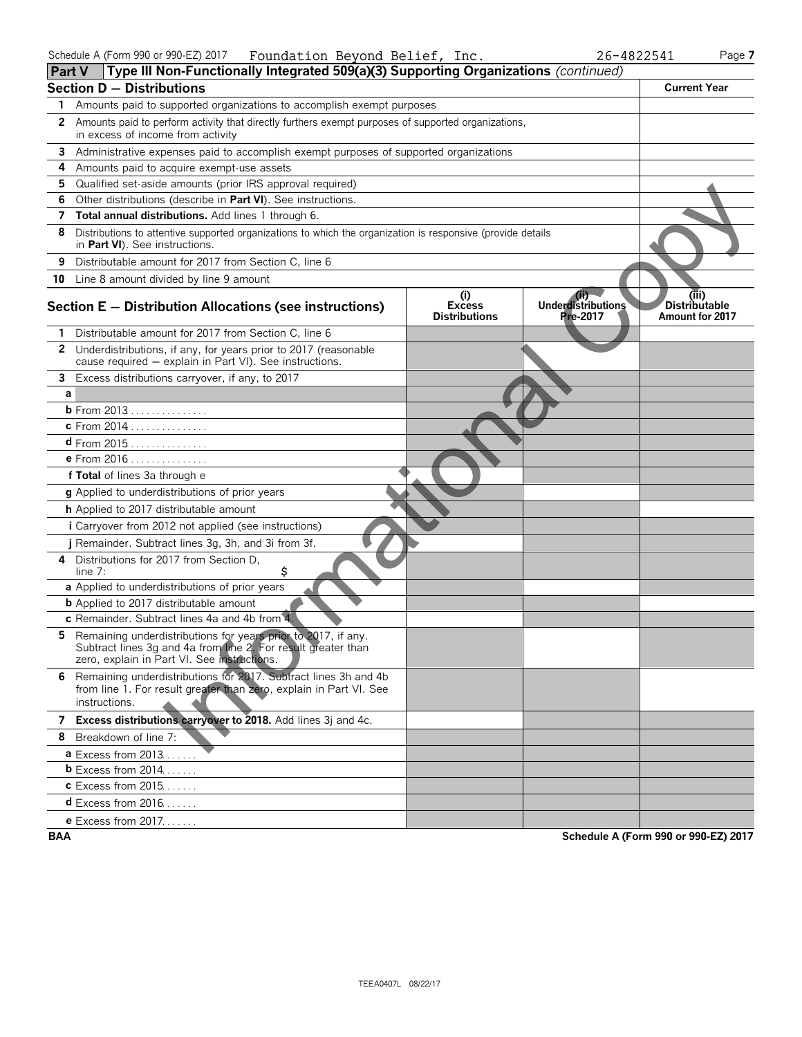Schedule A (Form 990 or 990-EZ) 2017 Foundation Beyond Belief, Inc. 26-4822541

## Part V Type III Non-Functionally Integrated 509(a)(3) Supporting Organizations *(continued)*

### Section D — Distributions

| | | Current Year |
|---|---|---|
| 1 | Amounts paid to supported organizations to accomplish exempt purposes | |
| 2 | Amounts paid to perform activity that directly furthers exempt purposes of supported organizations, in excess of income from activity | |
| 3 | Administrative expenses paid to accomplish exempt purposes of supported organizations | |
| 4 | Amounts paid to acquire exempt-use assets | |
| 5 | Qualified set-aside amounts (prior IRS approval required) | |
| 6 | Other distributions (describe in **Part VI**). See instructions. | |
| 7 | **Total annual distributions.** Add lines 1 through 6. | |
| 8 | Distributions to attentive supported organizations to which the organization is responsive (provide details in **Part VI**). See instructions. | |
| 9 | Distributable amount for 2017 from Section C, line 6 | |
| 10 | Line 8 amount divided by line 9 amount | |

### Section E — Distribution Allocations (see instructions)

| | | (i) Excess Distributions | (ii) Underdistributions Pre-2017 | (iii) Distributable Amount for 2017 |
|---|---|---|---|---|
| 1 | Distributable amount for 2017 from Section C, line 6 | | | |
| 2 | Underdistributions, if any, for years prior to 2017 (reasonable cause required — explain in Part VI). See instructions. | | | |
| 3 | Excess distributions carryover, if any, to 2017 | | | |
| a | | | | |
| b | From 2013 | | | |
| c | From 2014 | | | |
| d | From 2015 | | | |
| e | From 2016 | | | |
| f | **Total** of lines 3a through e | | | |
| g | Applied to underdistributions of prior years | | | |
| h | Applied to 2017 distributable amount | | | |
| i | Carryover from 2012 not applied (see instructions) | | | |
| j | Remainder. Subtract lines 3g, 3h, and 3i from 3f. | | | |
| 4 | Distributions for 2017 from Section D, line 7: $ | | | |
| a | Applied to underdistributions of prior years | | | |
| b | Applied to 2017 distributable amount | | | |
| c | Remainder. Subtract lines 4a and 4b from 4. | | | |
| 5 | Remaining underdistributions for years prior to 2017, if any. Subtract lines 3g and 4a from line 2. For result greater than zero, explain in Part VI. See instructions. | | | |
| 6 | Remaining underdistributions for 2017. Subtract lines 3h and 4b from line 1. For result greater than zero, explain in Part VI. See instructions. | | | |
| 7 | **Excess distributions carryover to 2018.** Add lines 3j and 4c. | | | |
| 8 | Breakdown of line 7: | | | |
| a | Excess from 2013 | | | |
| b | Excess from 2014 | | | |
| c | Excess from 2015 | | | |
| d | Excess from 2016 | | | |
| e | Excess from 2017 | | | |

BAA Schedule A (Form 990 or 990-EZ) 2017

TEEA0407L 08/22/17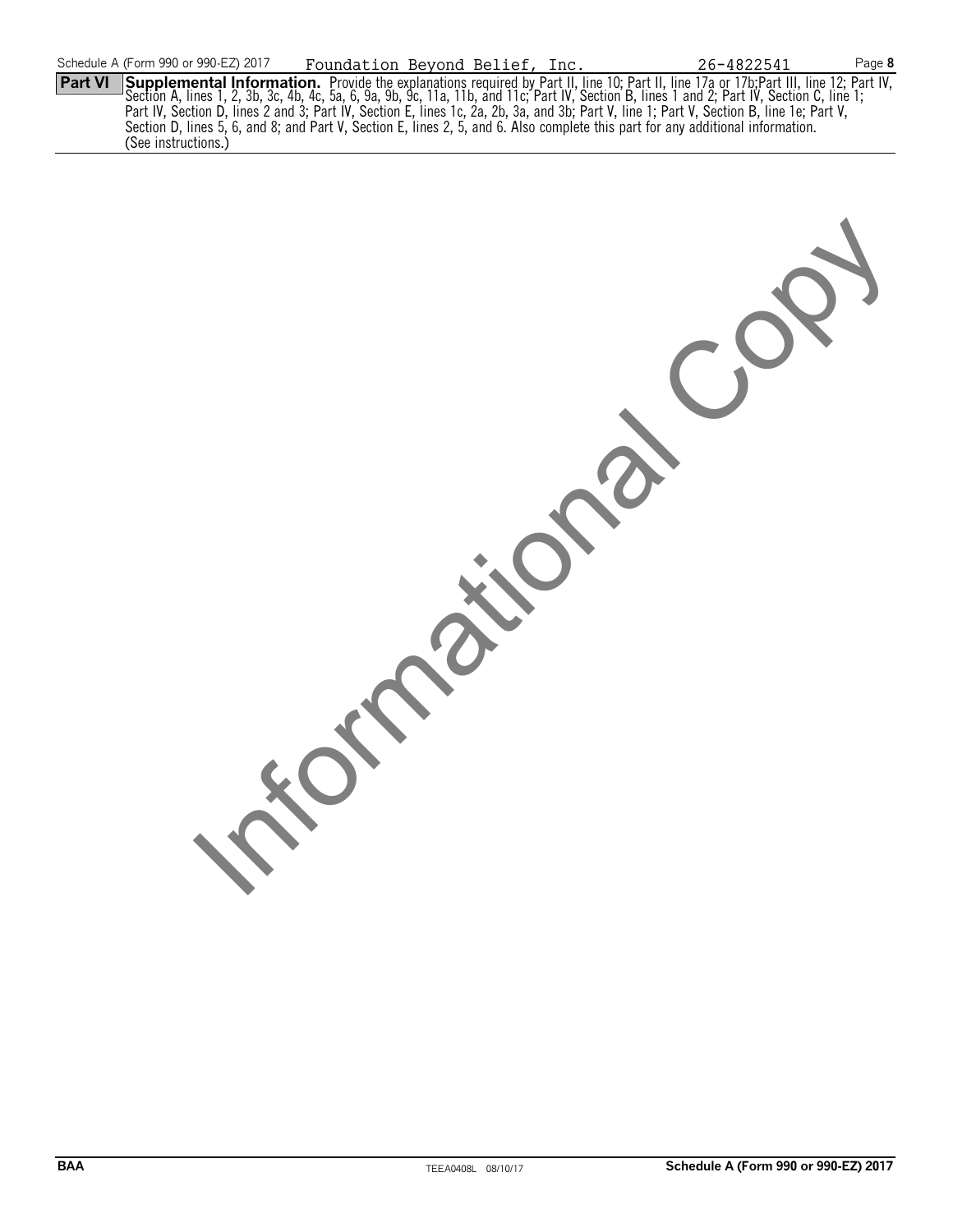Schedule A (Form 990 or 990-EZ) 2017 Foundation Beyond Belief, Inc. 26-4822541 Page 8

**Part VI** **Supplemental Information.** Provide the explanations required by Part II, line 10; Part II, line 17a or 17b;Part III, line 12; Part IV, Section A, lines 1, 2, 3b, 3c, 4b, 4c, 5a, 6, 9a, 9b, 9c, 11a, 11b, and 11c; Part IV, Section B, lines 1 and 2; Part IV, Section C, line 1; Part IV, Section D, lines 2 and 3; Part IV, Section E, lines 1c, 2a, 2b, 3a, and 3b; Part V, line 1; Part V, Section B, line 1e; Part V, Section D, lines 5, 6, and 8; and Part V, Section E, lines 2, 5, and 6. Also complete this part for any additional information. (See instructions.)

Informational Copy

BAA TEEA0408L 08/10/17 **Schedule A (Form 990 or 990-EZ) 2017**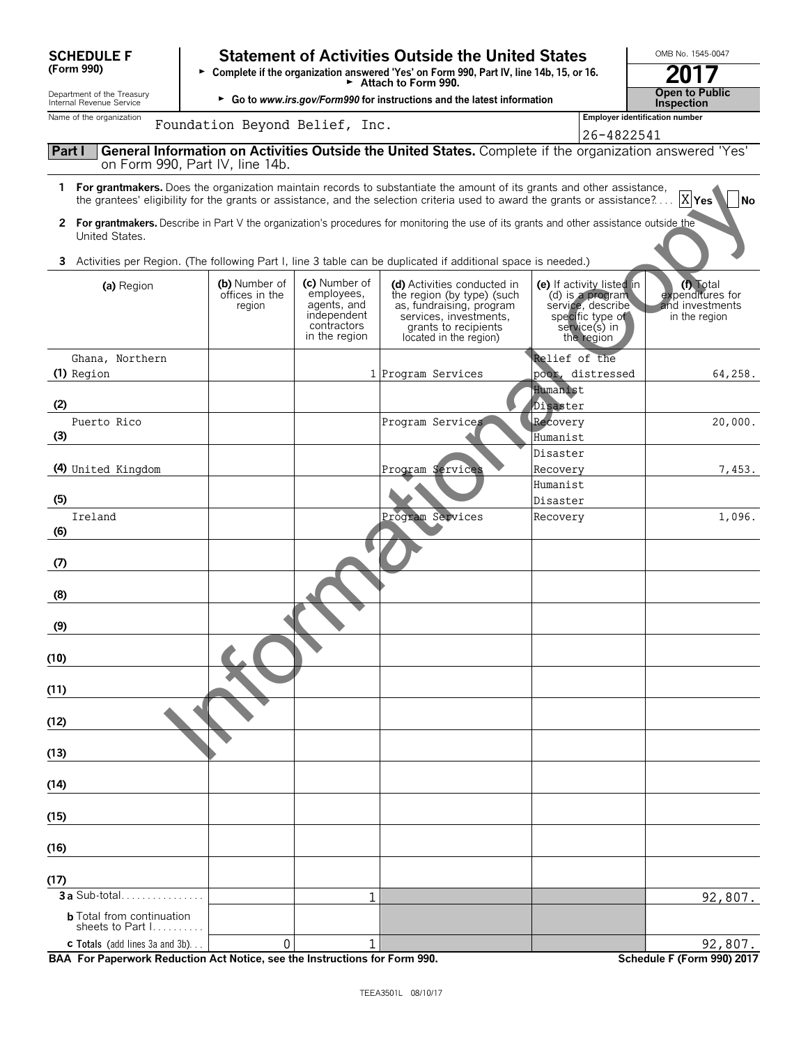**SCHEDULE F (Form 990)**

Department of the Treasury
Internal Revenue Service

# Statement of Activities Outside the United States

► Complete if the organization answered 'Yes' on Form 990, Part IV, line 14b, 15, or 16.
► Attach to Form 990.
► Go to *www.irs.gov/Form990* for instructions and the latest information

OMB No. 1545-0047

**2017**

**Open to Public Inspection**

Name of the organization: Foundation Beyond Belief, Inc.

Employer identification number: 26-4822541

## Part I General Information on Activities Outside the United States. Complete if the organization answered 'Yes' on Form 990, Part IV, line 14b.

**1 For grantmakers.** Does the organization maintain records to substantiate the amount of its grants and other assistance, the grantees' eligibility for the grants or assistance, and the selection criteria used to award the grants or assistance? .... [X] Yes [ ] No

**2 For grantmakers.** Describe in Part V the organization's procedures for monitoring the use of its grants and other assistance outside the United States.

**3** Activities per Region. (The following Part I, line 3 table can be duplicated if additional space is needed.)

| (a) Region | (b) Number of offices in the region | (c) Number of employees, agents, and independent contractors in the region | (d) Activities conducted in the region (by type) (such as, fundraising, program services, investments, grants to recipients located in the region) | (e) If activity listed in (d) is a program service, describe specific type of service(s) in the region | (f) Total expenditures for and investments in the region |
|---|---|---|---|---|---|
| (1) Ghana, Northern Region | | 1 | Program Services | Relief of the poor, distressed | 64,258. |
| (2) | | | | Humanist Disaster | |
| (3) Puerto Rico | | | Program Services | Recovery Humanist | 20,000. |
| (4) United Kingdom | | | Program Services | Disaster Recovery | 7,453. |
| (5) | | | | Humanist Disaster | |
| (6) Ireland | | | Program Services | Recovery | 1,096. |
| (7) | | | | | |
| (8) | | | | | |
| (9) | | | | | |
| (10) | | | | | |
| (11) | | | | | |
| (12) | | | | | |
| (13) | | | | | |
| (14) | | | | | |
| (15) | | | | | |
| (16) | | | | | |
| (17) | | | | | |
| **3a** Sub-total | | 1 | | | 92,807. |
| **b** Total from continuation sheets to Part I | | | | | |
| **c Totals** (add lines 3a and 3b) | 0 | 1 | | | 92,807. |

**BAA For Paperwork Reduction Act Notice, see the Instructions for Form 990.** **Schedule F (Form 990) 2017**

TEEA3501L 08/10/17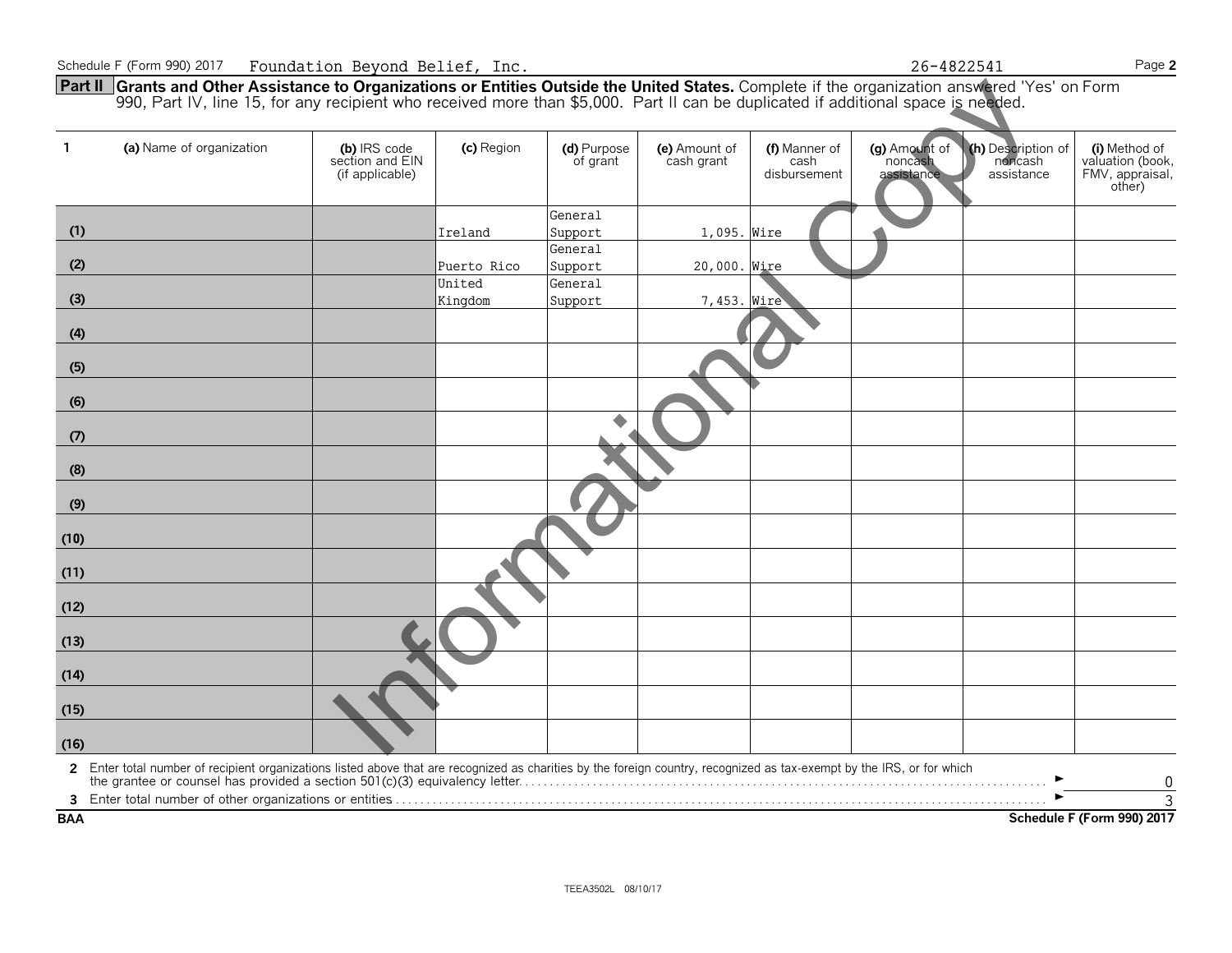Schedule F (Form 990) 2017 Foundation Beyond Belief, Inc. 26-4822541

**Part II** **Grants and Other Assistance to Organizations or Entities Outside the United States.** Complete if the organization answered 'Yes' on Form 990, Part IV, line 15, for any recipient who received more than $5,000. Part II can be duplicated if additional space is needed.

| 1 | (a) Name of organization | (b) IRS code section and EIN (if applicable) | (c) Region | (d) Purpose of grant | (e) Amount of cash grant | (f) Manner of cash disbursement | (g) Amount of noncash assistance | (h) Description of noncash assistance | (i) Method of valuation (book, FMV, appraisal, other) |
|---|---|---|---|---|---|---|---|---|---|
| (1) | | | Ireland | General Support | 1,095. | Wire | | | |
| (2) | | | Puerto Rico | General Support | 20,000. | Wire | | | |
| (3) | | | United Kingdom | General Support | 7,453. | Wire | | | |
| (4) | | | | | | | | | |
| (5) | | | | | | | | | |
| (6) | | | | | | | | | |
| (7) | | | | | | | | | |
| (8) | | | | | | | | | |
| (9) | | | | | | | | | |
| (10) | | | | | | | | | |
| (11) | | | | | | | | | |
| (12) | | | | | | | | | |
| (13) | | | | | | | | | |
| (14) | | | | | | | | | |
| (15) | | | | | | | | | |
| (16) | | | | | | | | | |

**2** Enter total number of recipient organizations listed above that are recognized as charities by the foreign country, recognized as tax-exempt by the IRS, or for which the grantee or counsel has provided a section 501(c)(3) equivalency letter. ► 0

**3** Enter total number of other organizations or entities ► 3

**BAA** **Schedule F (Form 990) 2017**

TEEA3502L 08/10/17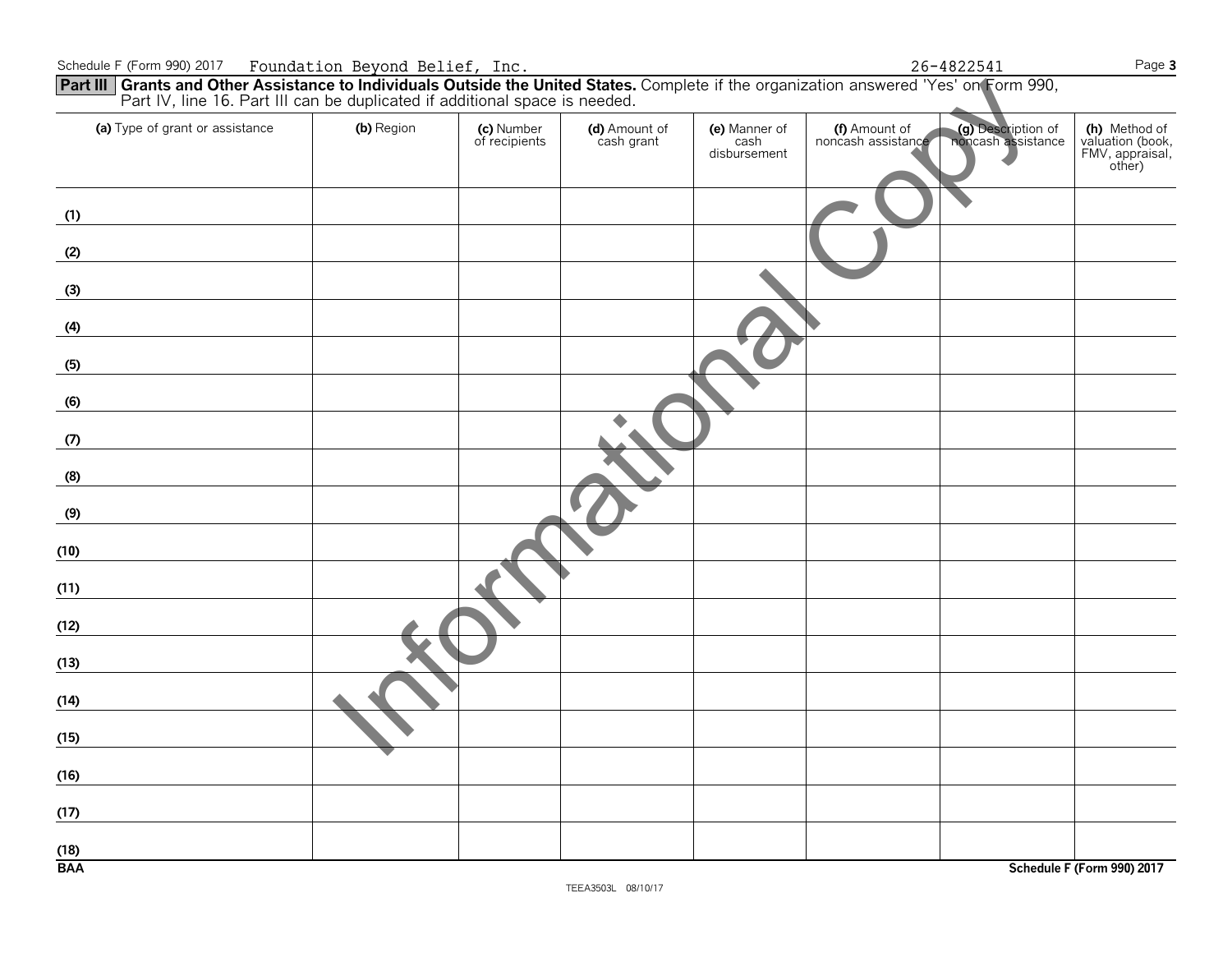Schedule F (Form 990) 2017 Foundation Beyond Belief, Inc. 26-4822541

**Part III** **Grants and Other Assistance to Individuals Outside the United States.** Complete if the organization answered 'Yes' on Form 990, Part IV, line 16. Part III can be duplicated if additional space is needed.

| (a) Type of grant or assistance | (b) Region | (c) Number of recipients | (d) Amount of cash grant | (e) Manner of cash disbursement | (f) Amount of noncash assistance | (g) Description of noncash assistance | (h) Method of valuation (book, FMV, appraisal, other) |
|---|---|---|---|---|---|---|---|
| (1) | | | | | | | |
| (2) | | | | | | | |
| (3) | | | | | | | |
| (4) | | | | | | | |
| (5) | | | | | | | |
| (6) | | | | | | | |
| (7) | | | | | | | |
| (8) | | | | | | | |
| (9) | | | | | | | |
| (10) | | | | | | | |
| (11) | | | | | | | |
| (12) | | | | | | | |
| (13) | | | | | | | |
| (14) | | | | | | | |
| (15) | | | | | | | |
| (16) | | | | | | | |
| (17) | | | | | | | |
| (18) | | | | | | | |

BAA Schedule F (Form 990) 2017

TEEA3503L 08/10/17

Informational Copy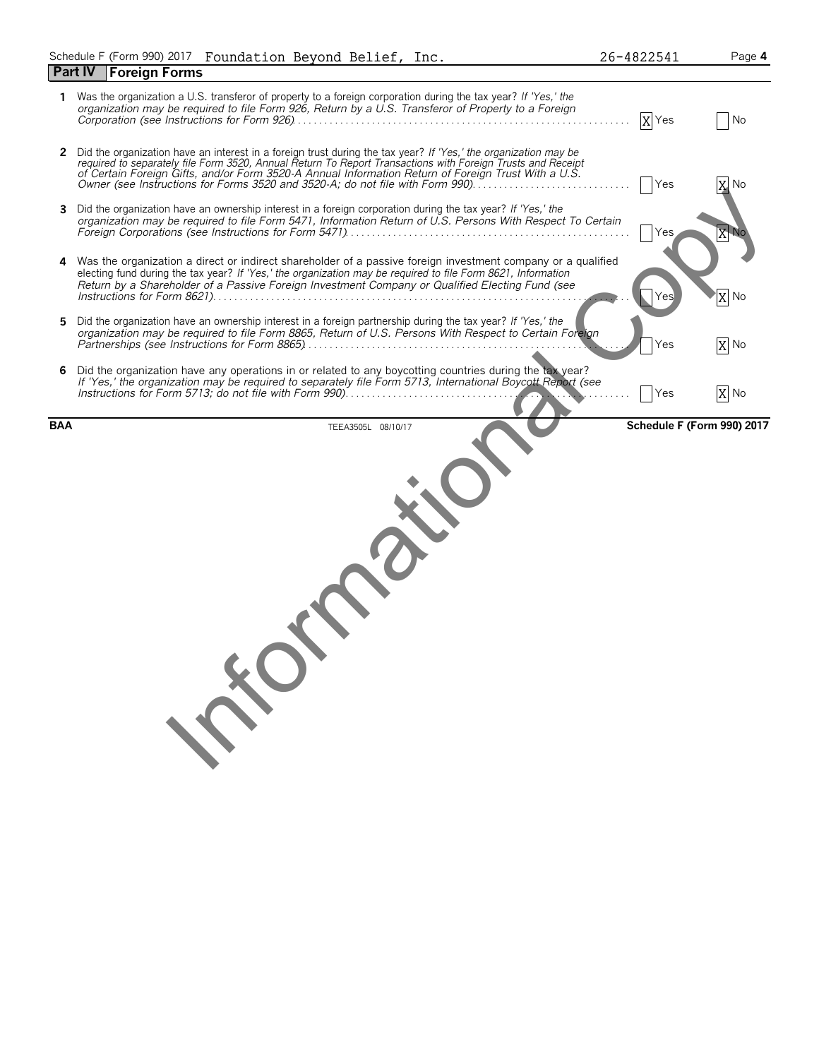Schedule F (Form 990) 2017 Foundation Beyond Belief, Inc. 26-4822541 Page **4**

## Part IV Foreign Forms

**1** Was the organization a U.S. transferor of property to a foreign corporation during the tax year? *If 'Yes,' the organization may be required to file Form 926, Return by a U.S. Transferor of Property to a Foreign Corporation (see Instructions for Form 926)* . . . . . . . . . . [X] Yes [ ] No

**2** Did the organization have an interest in a foreign trust during the tax year? *If 'Yes,' the organization may be required to separately file Form 3520, Annual Return To Report Transactions with Foreign Trusts and Receipt of Certain Foreign Gifts, and/or Form 3520-A Annual Information Return of Foreign Trust With a U.S. Owner (see Instructions for Forms 3520 and 3520-A; do not file with Form 990)* . . . . . . . . . . [ ] Yes [X] No

**3** Did the organization have an ownership interest in a foreign corporation during the tax year? *If 'Yes,' the organization may be required to file Form 5471, Information Return of U.S. Persons With Respect To Certain Foreign Corporations (see Instructions for Form 5471)* . . . . . . . . . . [ ] Yes [X] No

**4** Was the organization a direct or indirect shareholder of a passive foreign investment company or a qualified electing fund during the tax year? *If 'Yes,' the organization may be required to file Form 8621, Information Return by a Shareholder of a Passive Foreign Investment Company or Qualified Electing Fund (see Instructions for Form 8621)* . . . . . . . . . . [ ] Yes [X] No

**5** Did the organization have an ownership interest in a foreign partnership during the tax year? *If 'Yes,' the organization may be required to file Form 8865, Return of U.S. Persons With Respect to Certain Foreign Partnerships (see Instructions for Form 8865)* . . . . . . . . . . [ ] Yes [X] No

**6** Did the organization have any operations in or related to any boycotting countries during the tax year? *If 'Yes,' the organization may be required to separately file Form 5713, International Boycott Report (see Instructions for Form 5713; do not file with Form 990)* . . . . . . . . . . [ ] Yes [X] No

**BAA** TEEA3505L 08/10/17 **Schedule F (Form 990) 2017**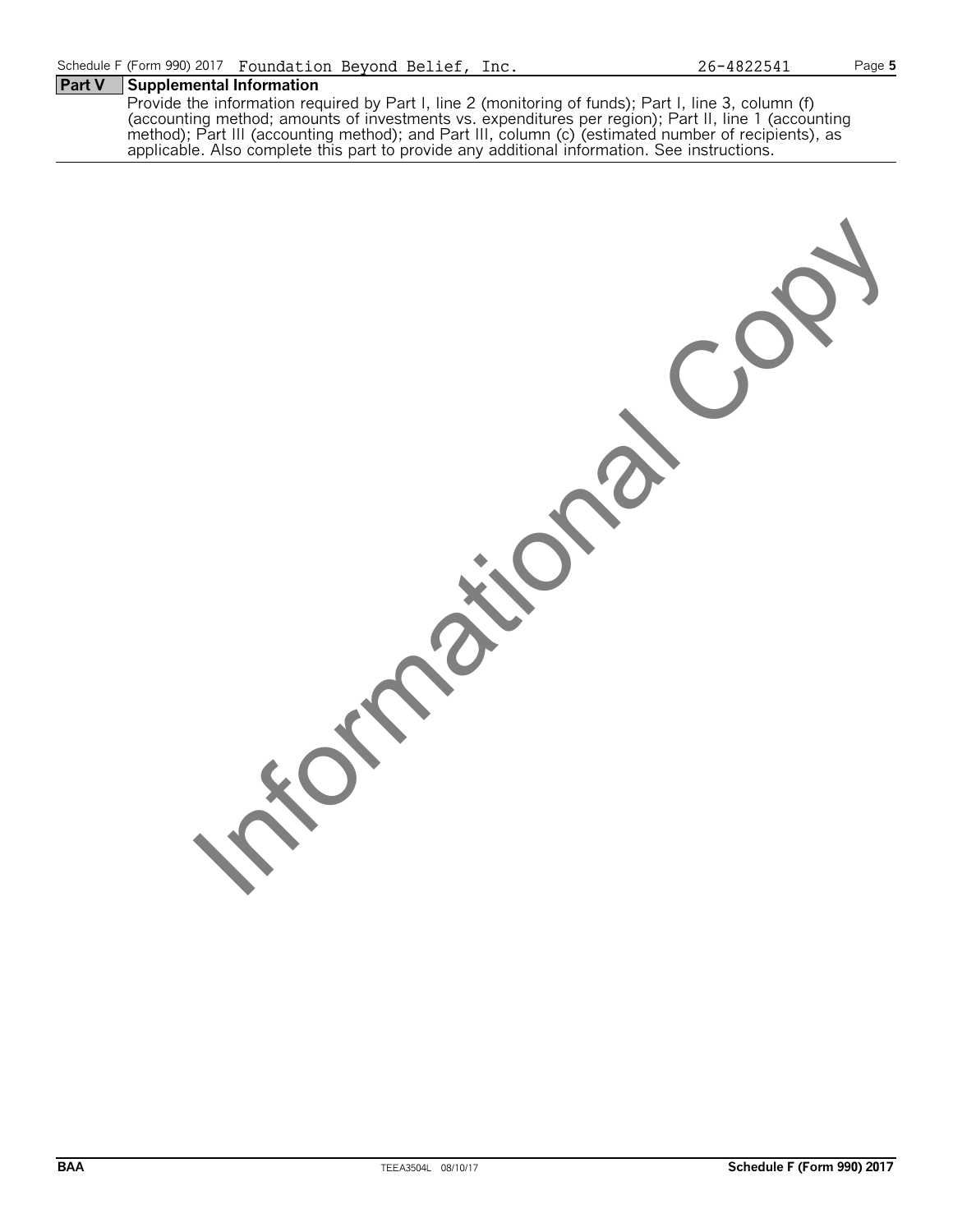Schedule F (Form 990) 2017 Foundation Beyond Belief, Inc. 26-4822541

## Part V Supplemental Information

Provide the information required by Part I, line 2 (monitoring of funds); Part I, line 3, column (f) (accounting method; amounts of investments vs. expenditures per region); Part II, line 1 (accounting method); Part III (accounting method); and Part III, column (c) (estimated number of recipients), as applicable. Also complete this part to provide any additional information. See instructions.

Informational Copy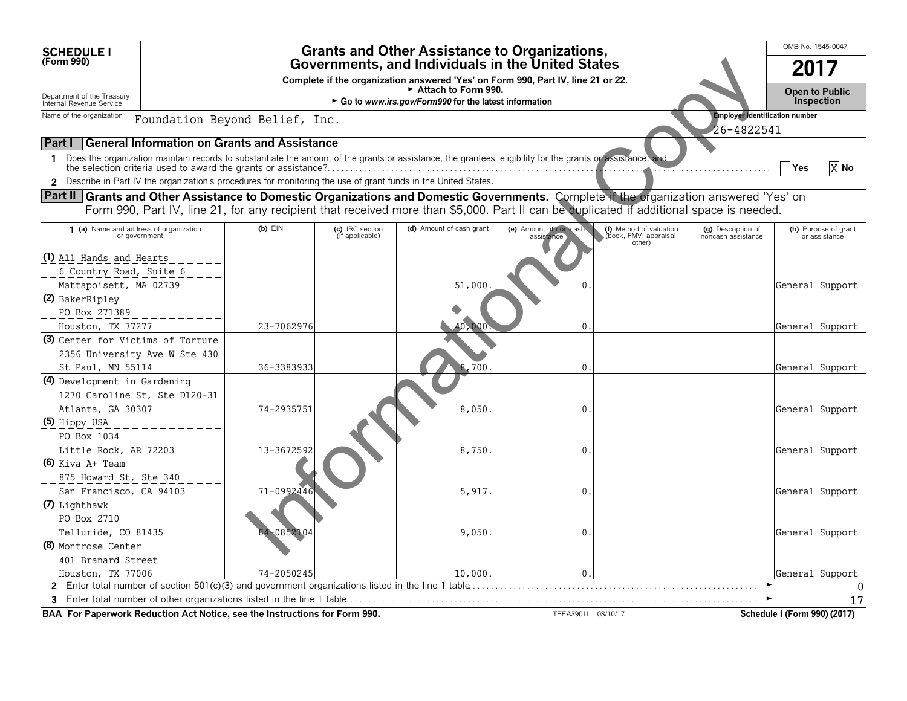**SCHEDULE I**
**(Form 990)**

Department of the Treasury
Internal Revenue Service

# Grants and Other Assistance to Organizations, Governments, and Individuals in the United States

**Complete if the organization answered 'Yes' on Form 990, Part IV, line 21 or 22.**
► **Attach to Form 990.**
► **Go to *www.irs.gov/Form990* for the latest information**

OMB No. 1545-0047
**2017**
**Open to Public Inspection**

Name of the organization: Foundation Beyond Belief, Inc.
Employer identification number: 26-4822541

## Part I General Information on Grants and Assistance

**1** Does the organization maintain records to substantiate the amount of the grants or assistance, the grantees' eligibility for the grants or assistance, and the selection criteria used to award the grants or assistance? ☐ Yes [X] No

**2** Describe in Part IV the organization's procedures for monitoring the use of grant funds in the United States.

## Part II Grants and Other Assistance to Domestic Organizations and Domestic Governments.
Complete if the organization answered 'Yes' on Form 990, Part IV, line 21, for any recipient that received more than $5,000. Part II can be duplicated if additional space is needed.

| 1 (a) Name and address of organization or government | (b) EIN | (c) IRC section (if applicable) | (d) Amount of cash grant | (e) Amount of non-cash assistance | (f) Method of valuation (book, FMV, appraisal, other) | (g) Description of noncash assistance | (h) Purpose of grant or assistance |
|---|---|---|---|---|---|---|---|
| (1) All Hands and Hearts 6 Country Road, Suite 6 Mattapoisett, MA 02739 | | | 51,000. | 0. | | | General Support |
| (2) BakerRipley PO Box 271389 Houston, TX 77277 | 23-7062976 | | 40,000. | 0. | | | General Support |
| (3) Center for Victims of Torture 2356 University Ave W Ste 430 St Paul, MN 55114 | 36-3383933 | | 8,700. | 0. | | | General Support |
| (4) Development in Gardening 1270 Caroline St, Ste D120-31 Atlanta, GA 30307 | 74-2935751 | | 8,050. | 0. | | | General Support |
| (5) Hippy USA PO Box 1034 Little Rock, AR 72203 | 13-3672592 | | 8,750. | 0. | | | General Support |
| (6) Kiva A+ Team 875 Howard St, Ste 340 San Francisco, CA 94103 | 71-0992446 | | 5,917. | 0. | | | General Support |
| (7) Lighthawk PO Box 2710 Telluride, CO 81435 | 84-0852104 | | 9,050. | 0. | | | General Support |
| (8) Montrose Center 401 Branard Street Houston, TX 77006 | 74-2050245 | | 10,000. | 0. | | | General Support |

**2** Enter total number of section 501(c)(3) and government organizations listed in the line 1 table ► 0

**3** Enter total number of other organizations listed in the line 1 table ► 17

**BAA For Paperwork Reduction Act Notice, see the Instructions for Form 990.** TEEA3901L 08/10/17 **Schedule I (Form 990) (2017)**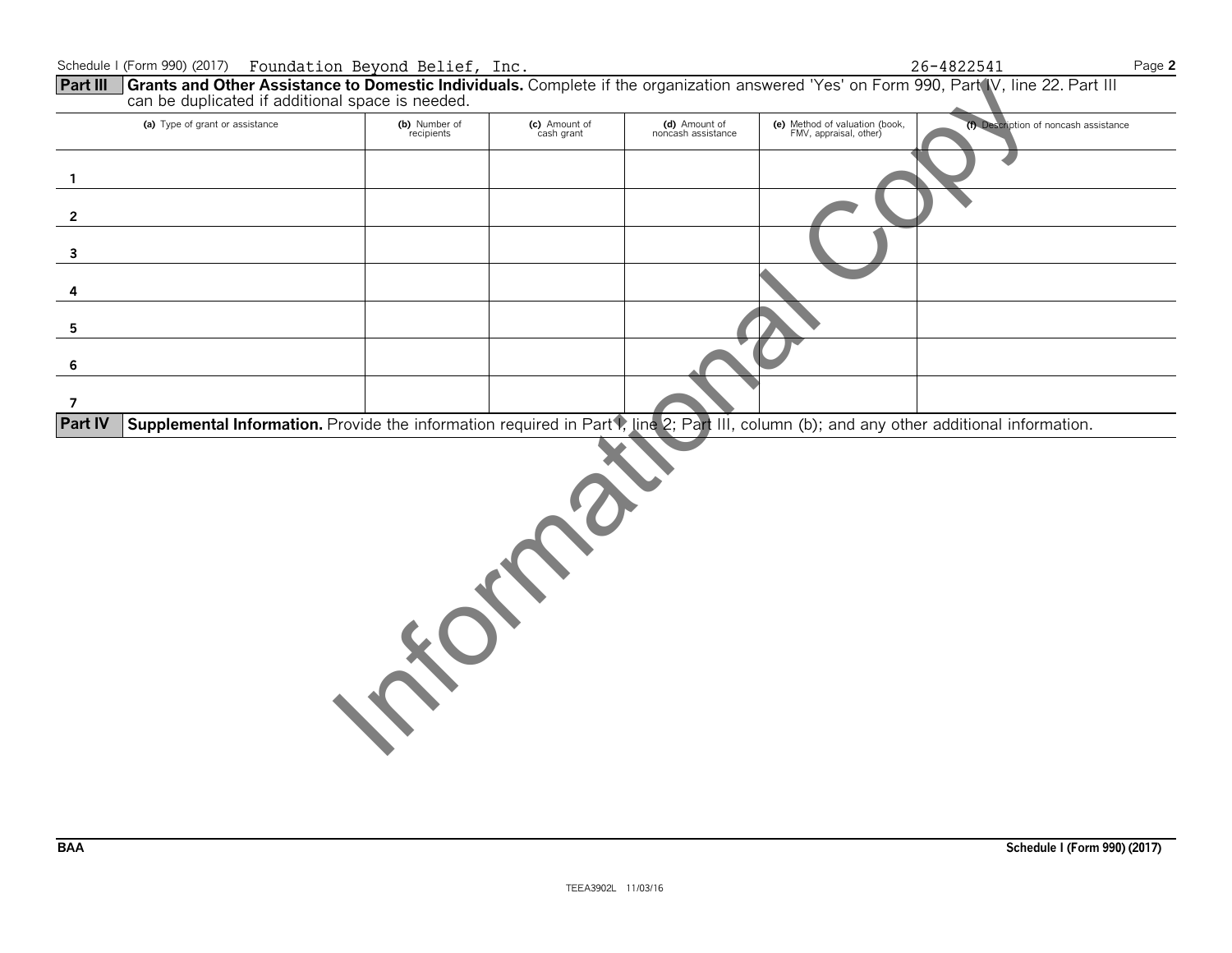Schedule I (Form 990) (2017) Foundation Beyond Belief, Inc. 26-4822541

**Part III** **Grants and Other Assistance to Domestic Individuals.** Complete if the organization answered 'Yes' on Form 990, Part IV, line 22. Part III can be duplicated if additional space is needed.

| | (a) Type of grant or assistance | (b) Number of recipients | (c) Amount of cash grant | (d) Amount of noncash assistance | (e) Method of valuation (book, FMV, appraisal, other) | (f) Description of noncash assistance |
|---|---|---|---|---|---|---|
| 1 | | | | | | |
| 2 | | | | | | |
| 3 | | | | | | |
| 4 | | | | | | |
| 5 | | | | | | |
| 6 | | | | | | |
| 7 | | | | | | |

**Part IV** **Supplemental Information.** Provide the information required in Part I, line 2; Part III, column (b); and any other additional information.

Informational Copy

BAA **Schedule I (Form 990) (2017)**

TEEA3902L 11/03/16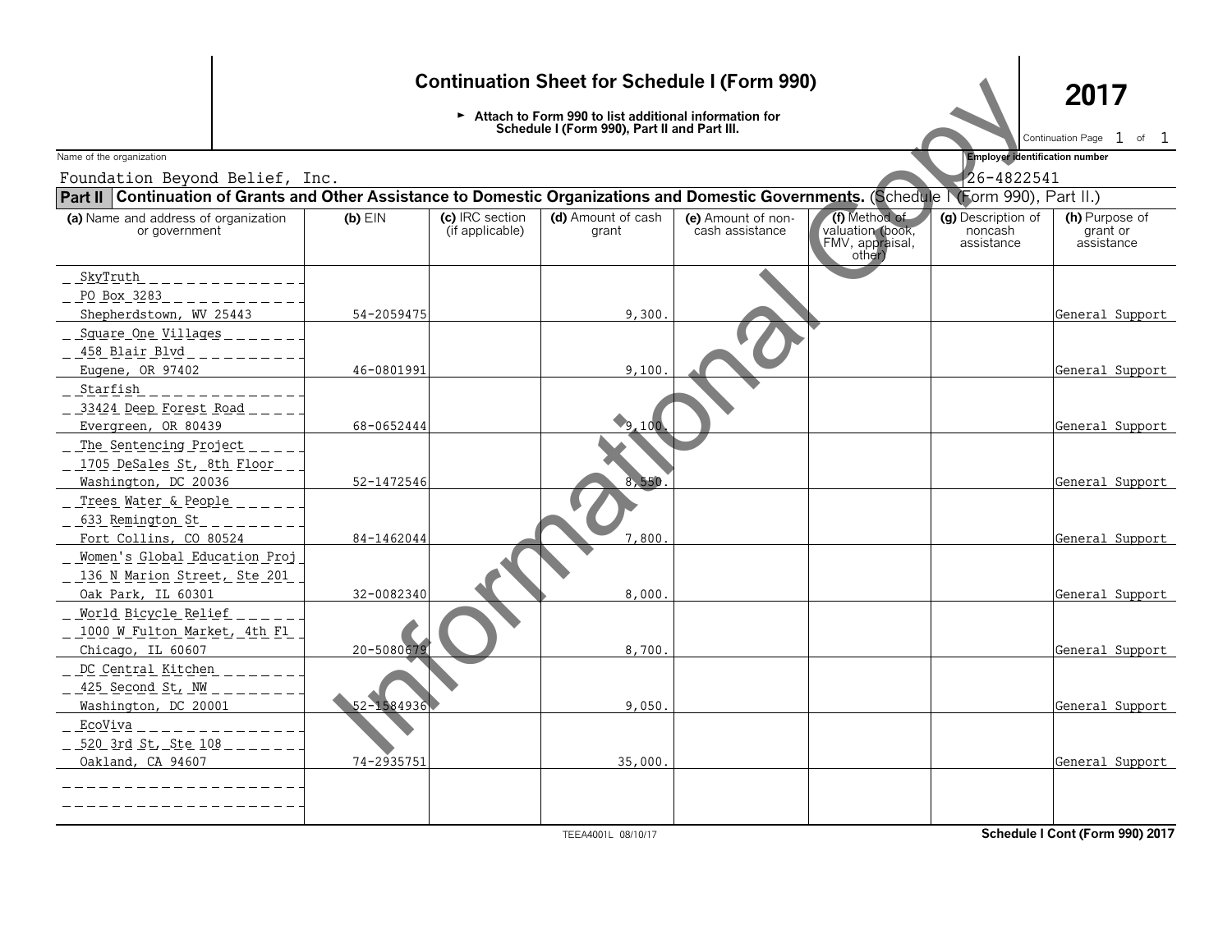# Continuation Sheet for Schedule I (Form 990)

**2017**

► **Attach to Form 990 to list additional information for Schedule I (Form 990), Part II and Part III.**

Continuation Page 1 of 1

Name of the organization: Foundation Beyond Belief, Inc.

Employer identification number: 26-4822541

**Part II** **Continuation of Grants and Other Assistance to Domestic Organizations and Domestic Governments.** (Schedule I (Form 990), Part II.)

| (a) Name and address of organization or government | (b) EIN | (c) IRC section (if applicable) | (d) Amount of cash grant | (e) Amount of non-cash assistance | (f) Method of valuation (book, FMV, appraisal, other) | (g) Description of noncash assistance | (h) Purpose of grant or assistance |
|---|---|---|---|---|---|---|---|
| SkyTruth<br>PO Box 3283<br>Shepherdstown, WV 25443 | 54-2059475 | | 9,300. | | | | General Support |
| Square One Villages<br>458 Blair Blvd<br>Eugene, OR 97402 | 46-0801991 | | 9,100. | | | | General Support |
| Starfish<br>33424 Deep Forest Road<br>Evergreen, OR 80439 | 68-0652444 | | 9,100. | | | | General Support |
| The Sentencing Project<br>1705 DeSales St, 8th Floor<br>Washington, DC 20036 | 52-1472546 | | 8,550. | | | | General Support |
| Trees Water & People<br>633 Remington St<br>Fort Collins, CO 80524 | 84-1462044 | | 7,800. | | | | General Support |
| Women's Global Education Proj<br>136 N Marion Street, Ste 201<br>Oak Park, IL 60301 | 32-0082340 | | 8,000. | | | | General Support |
| World Bicycle Relief<br>1000 W Fulton Market, 4th Fl<br>Chicago, IL 60607 | 20-5080679 | | 8,700. | | | | General Support |
| DC Central Kitchen<br>425 Second St, NW<br>Washington, DC 20001 | 52-1584936 | | 9,050. | | | | General Support |
| EcoViva<br>520 3rd St, Ste 108<br>Oakland, CA 94607 | 74-2935751 | | 35,000. | | | | General Support |
| | | | | | | | |

TEEA4001L 08/10/17

**Schedule I Cont (Form 990) 2017**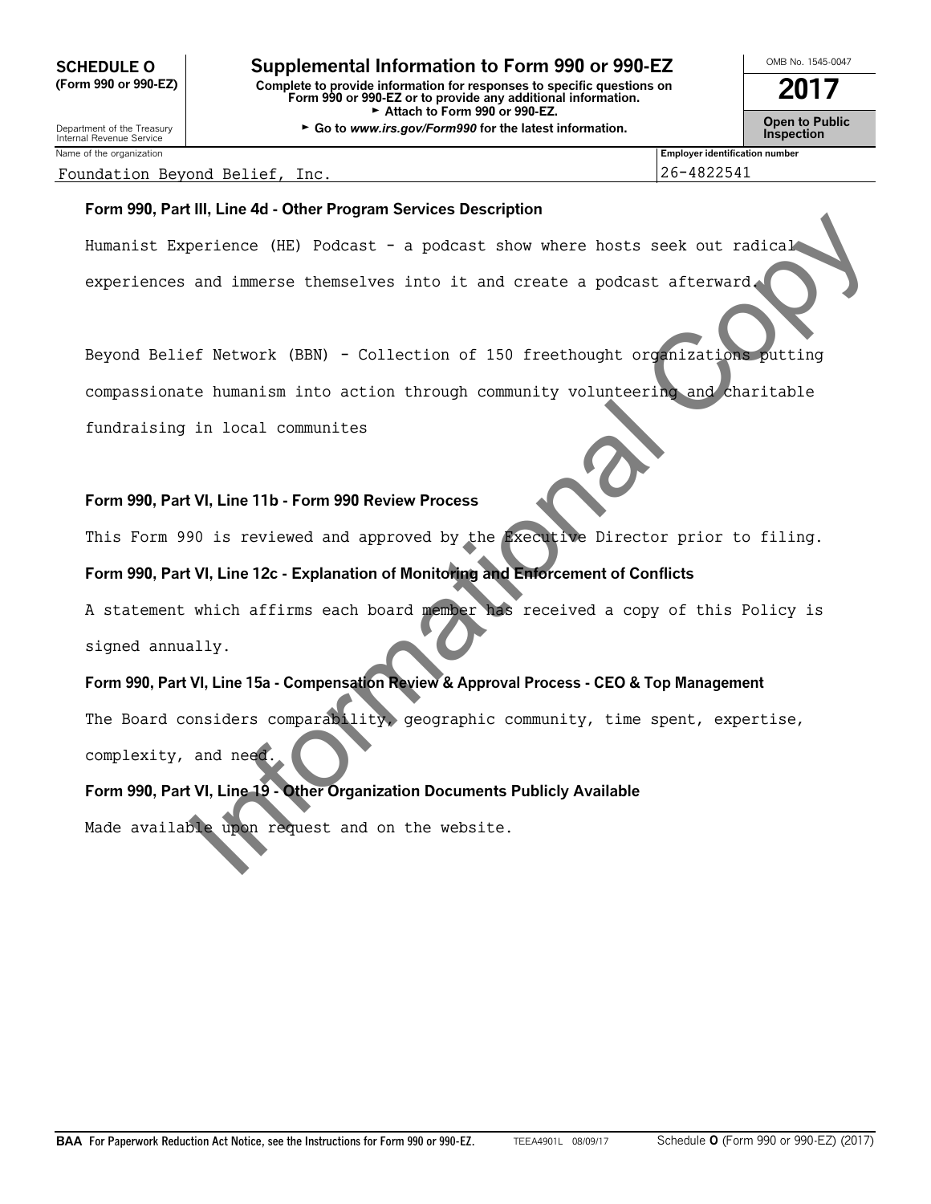**SCHEDULE O (Form 990 or 990-EZ)**

Department of the Treasury
Internal Revenue Service

# Supplemental Information to Form 990 or 990-EZ

**Complete to provide information for responses to specific questions on Form 990 or 990-EZ or to provide any additional information.**
**► Attach to Form 990 or 990-EZ.**
**► Go to *www.irs.gov/Form990* for the latest information.**

OMB No. 1545-0047

**2017**

**Open to Public Inspection**

| Name of the organization | Employer identification number |
|---|---|
| Foundation Beyond Belief, Inc. | 26-4822541 |

**Form 990, Part III, Line 4d - Other Program Services Description**

Humanist Experience (HE) Podcast - a podcast show where hosts seek out radical experiences and immerse themselves into it and create a podcast afterward.

Beyond Belief Network (BBN) - Collection of 150 freethought organizations putting compassionate humanism into action through community volunteering and charitable fundraising in local communites

**Form 990, Part VI, Line 11b - Form 990 Review Process**

This Form 990 is reviewed and approved by the Executive Director prior to filing.

**Form 990, Part VI, Line 12c - Explanation of Monitoring and Enforcement of Conflicts**

A statement which affirms each board member has received a copy of this Policy is signed annually.

**Form 990, Part VI, Line 15a - Compensation Review & Approval Process - CEO & Top Management**

The Board considers comparability, geographic community, time spent, expertise, complexity, and need.

**Form 990, Part VI, Line 19 - Other Organization Documents Publicly Available**

Made available upon request and on the website.

**BAA For Paperwork Reduction Act Notice, see the Instructions for Form 990 or 990-EZ.** TEEA4901L 08/09/17 Schedule **O** (Form 990 or 990-EZ) (2017)